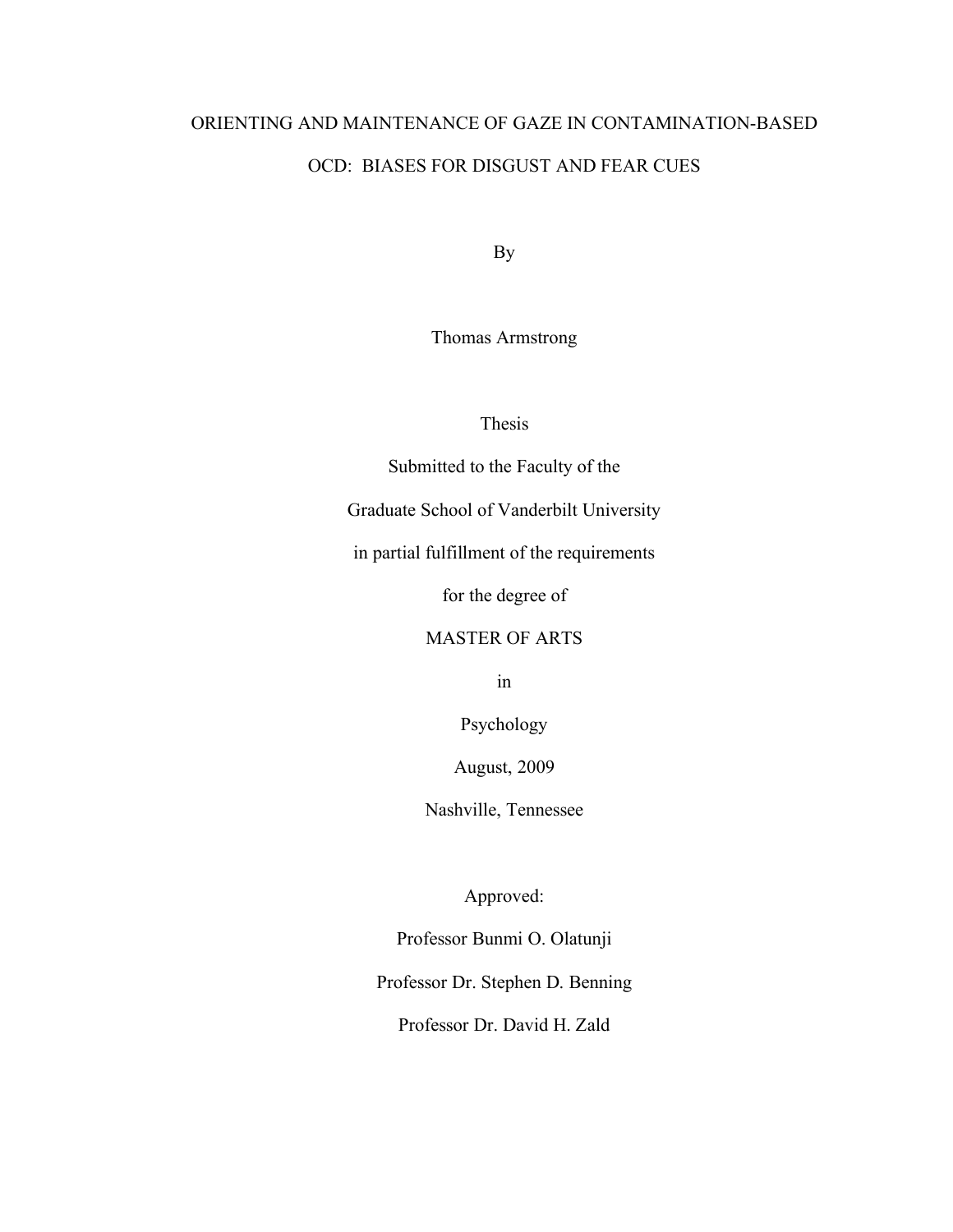# ORIENTING AND MAINTENANCE OF GAZE IN CONTAMINATION-BASED OCD: BIASES FOR DISGUST AND FEAR CUES

By

Thomas Armstrong

Thesis

Submitted to the Faculty of the

Graduate School of Vanderbilt University

in partial fulfillment of the requirements

for the degree of

MASTER OF ARTS

in

Psychology

August, 2009

Nashville, Tennessee

Approved:

Professor Bunmi O. Olatunji

Professor Dr. Stephen D. Benning

Professor Dr. David H. Zald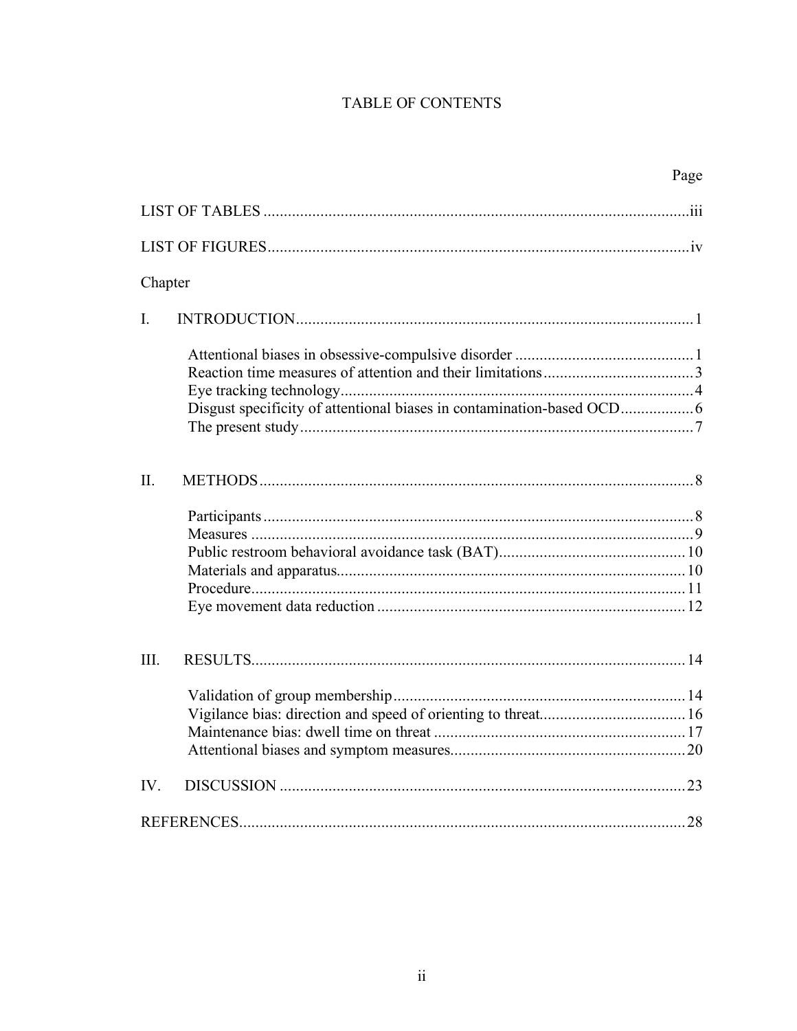# TABLE OF CONTENTS

| | Page |
|---|---|
| LIST OF TABLES | iii |
| LIST OF FIGURES | iv |
| Chapter | |
| I. INTRODUCTION | 1 |
| Attentional biases in obsessive-compulsive disorder | 1 |
| Reaction time measures of attention and their limitations | 3 |
| Eye tracking technology | 4 |
| Disgust specificity of attentional biases in contamination-based OCD | 6 |
| The present study | 7 |
| II. METHODS | 8 |
| Participants | 8 |
| Measures | 9 |
| Public restroom behavioral avoidance task (BAT) | 10 |
| Materials and apparatus | 10 |
| Procedure | 11 |
| Eye movement data reduction | 12 |
| III. RESULTS | 14 |
| Validation of group membership | 14 |
| Vigilance bias: direction and speed of orienting to threat | 16 |
| Maintenance bias: dwell time on threat | 17 |
| Attentional biases and symptom measures | 20 |
| IV. DISCUSSION | 23 |
| REFERENCES | 28 |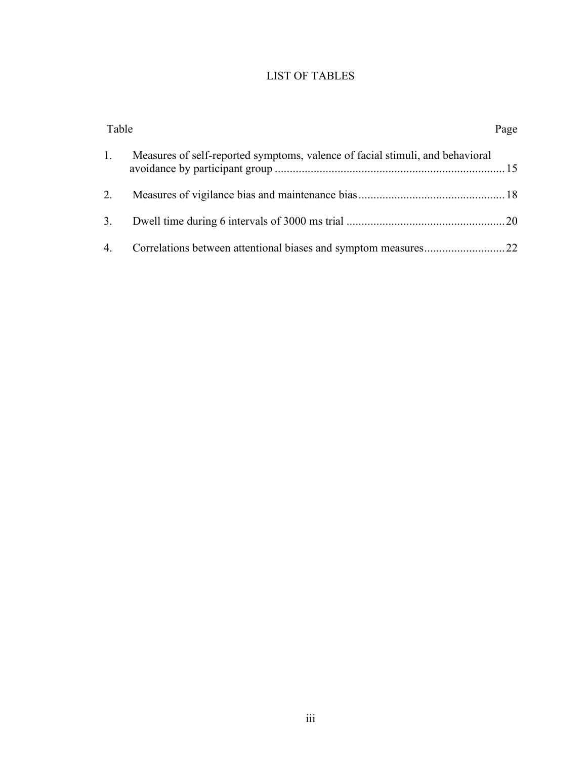# LIST OF TABLES

| Table | | Page |
| --- | --- | --- |
| 1. | Measures of self-reported symptoms, valence of facial stimuli, and behavioral avoidance by participant group | 15 |
| 2. | Measures of vigilance bias and maintenance bias | 18 |
| 3. | Dwell time during 6 intervals of 3000 ms trial | 20 |
| 4. | Correlations between attentional biases and symptom measures | 22 |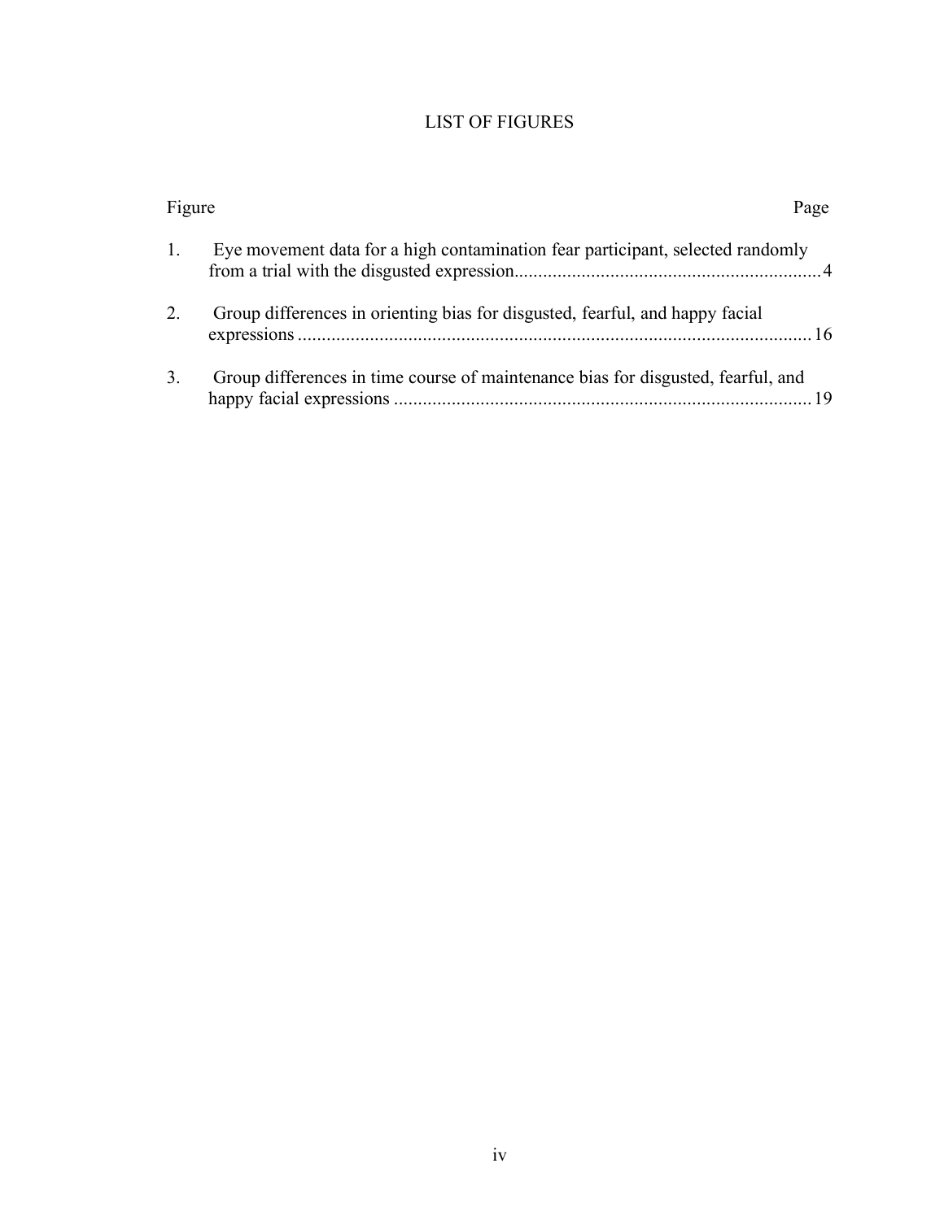# LIST OF FIGURES

| Figure | | Page |
| --- | --- | --- |
| 1. | Eye movement data for a high contamination fear participant, selected randomly from a trial with the disgusted expression | 4 |
| 2. | Group differences in orienting bias for disgusted, fearful, and happy facial expressions | 16 |
| 3. | Group differences in time course of maintenance bias for disgusted, fearful, and happy facial expressions | 19 |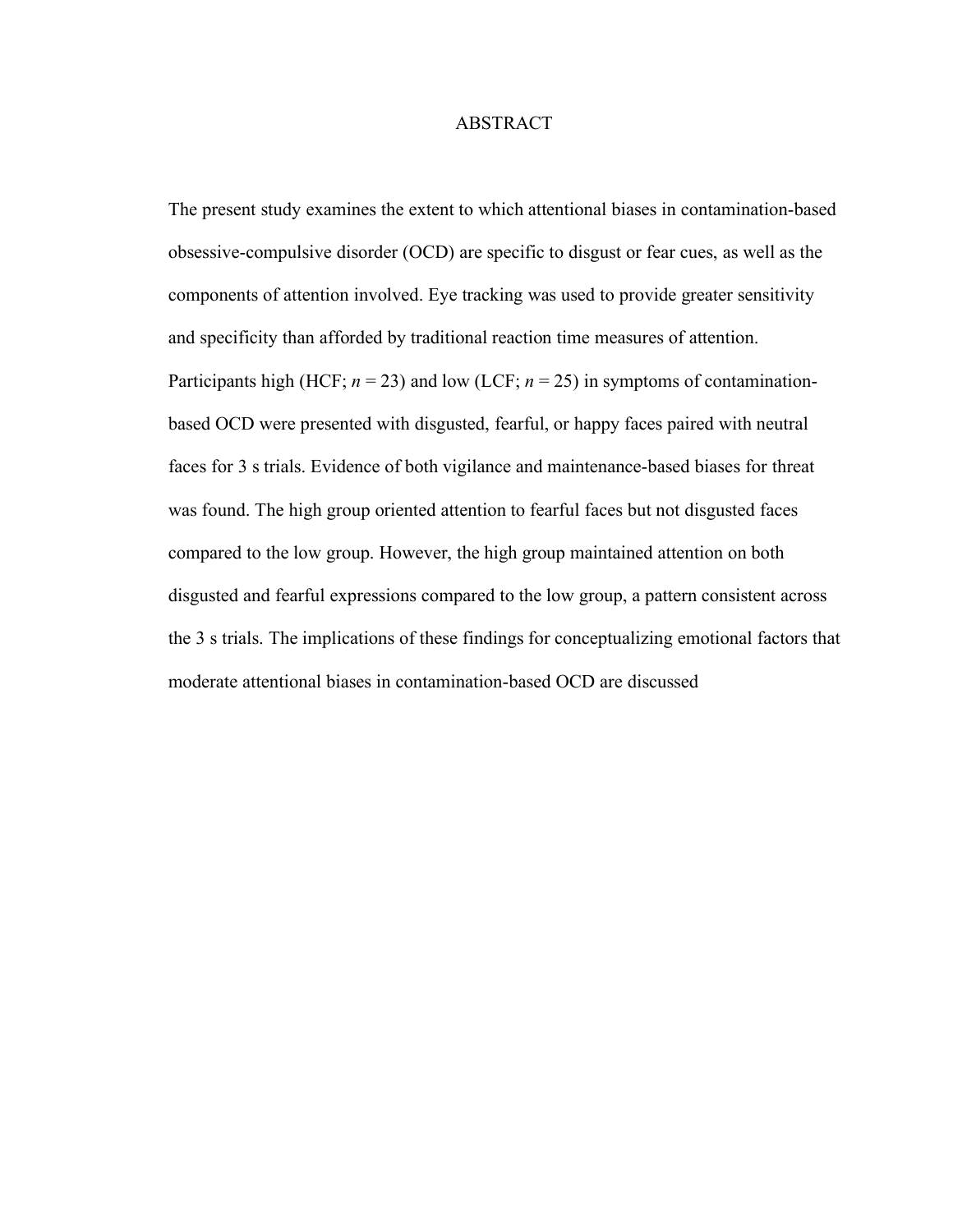# ABSTRACT

The present study examines the extent to which attentional biases in contamination-based obsessive-compulsive disorder (OCD) are specific to disgust or fear cues, as well as the components of attention involved. Eye tracking was used to provide greater sensitivity and specificity than afforded by traditional reaction time measures of attention. Participants high (HCF; $n = 23$) and low (LCF; $n = 25$) in symptoms of contamination-based OCD were presented with disgusted, fearful, or happy faces paired with neutral faces for 3 s trials. Evidence of both vigilance and maintenance-based biases for threat was found. The high group oriented attention to fearful faces but not disgusted faces compared to the low group. However, the high group maintained attention on both disgusted and fearful expressions compared to the low group, a pattern consistent across the 3 s trials. The implications of these findings for conceptualizing emotional factors that moderate attentional biases in contamination-based OCD are discussed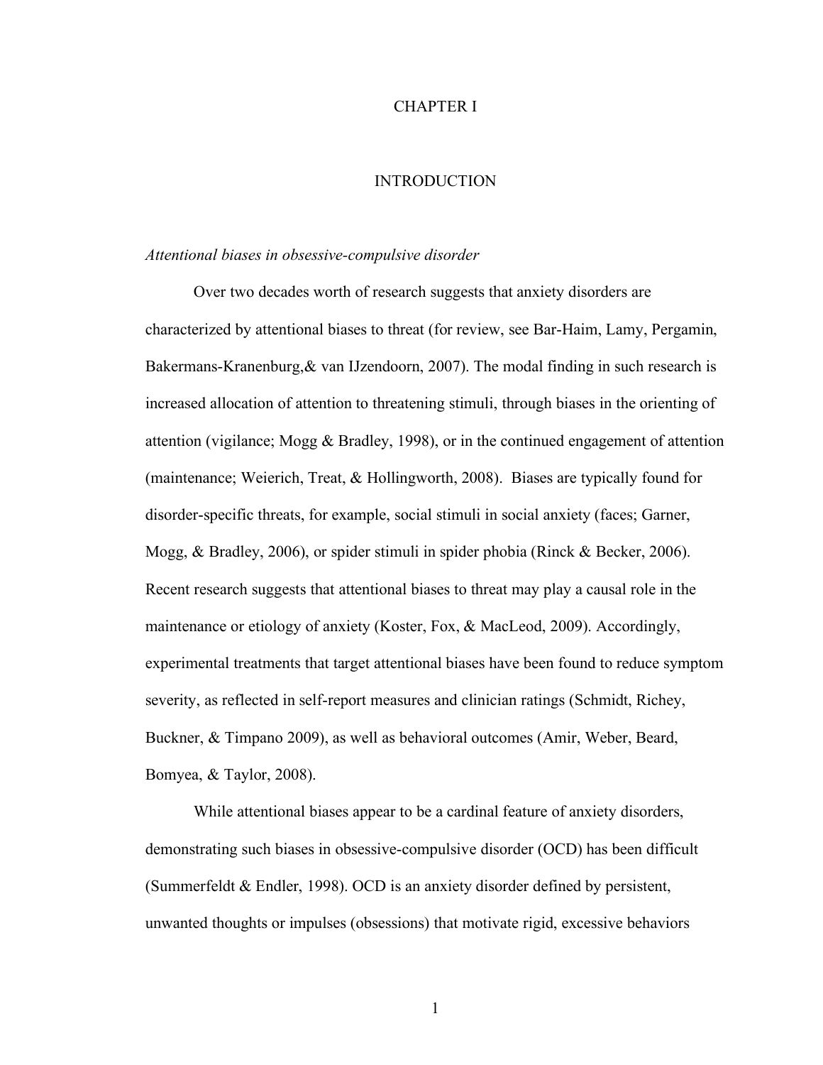# CHAPTER I

# INTRODUCTION

*Attentional biases in obsessive-compulsive disorder*

Over two decades worth of research suggests that anxiety disorders are characterized by attentional biases to threat (for review, see Bar-Haim, Lamy, Pergamin, Bakermans-Kranenburg,& van IJzendoorn, 2007). The modal finding in such research is increased allocation of attention to threatening stimuli, through biases in the orienting of attention (vigilance; Mogg & Bradley, 1998), or in the continued engagement of attention (maintenance; Weierich, Treat, & Hollingworth, 2008). Biases are typically found for disorder-specific threats, for example, social stimuli in social anxiety (faces; Garner, Mogg, & Bradley, 2006), or spider stimuli in spider phobia (Rinck & Becker, 2006). Recent research suggests that attentional biases to threat may play a causal role in the maintenance or etiology of anxiety (Koster, Fox, & MacLeod, 2009). Accordingly, experimental treatments that target attentional biases have been found to reduce symptom severity, as reflected in self-report measures and clinician ratings (Schmidt, Richey, Buckner, & Timpano 2009), as well as behavioral outcomes (Amir, Weber, Beard, Bomyea, & Taylor, 2008).

While attentional biases appear to be a cardinal feature of anxiety disorders, demonstrating such biases in obsessive-compulsive disorder (OCD) has been difficult (Summerfeldt & Endler, 1998). OCD is an anxiety disorder defined by persistent, unwanted thoughts or impulses (obsessions) that motivate rigid, excessive behaviors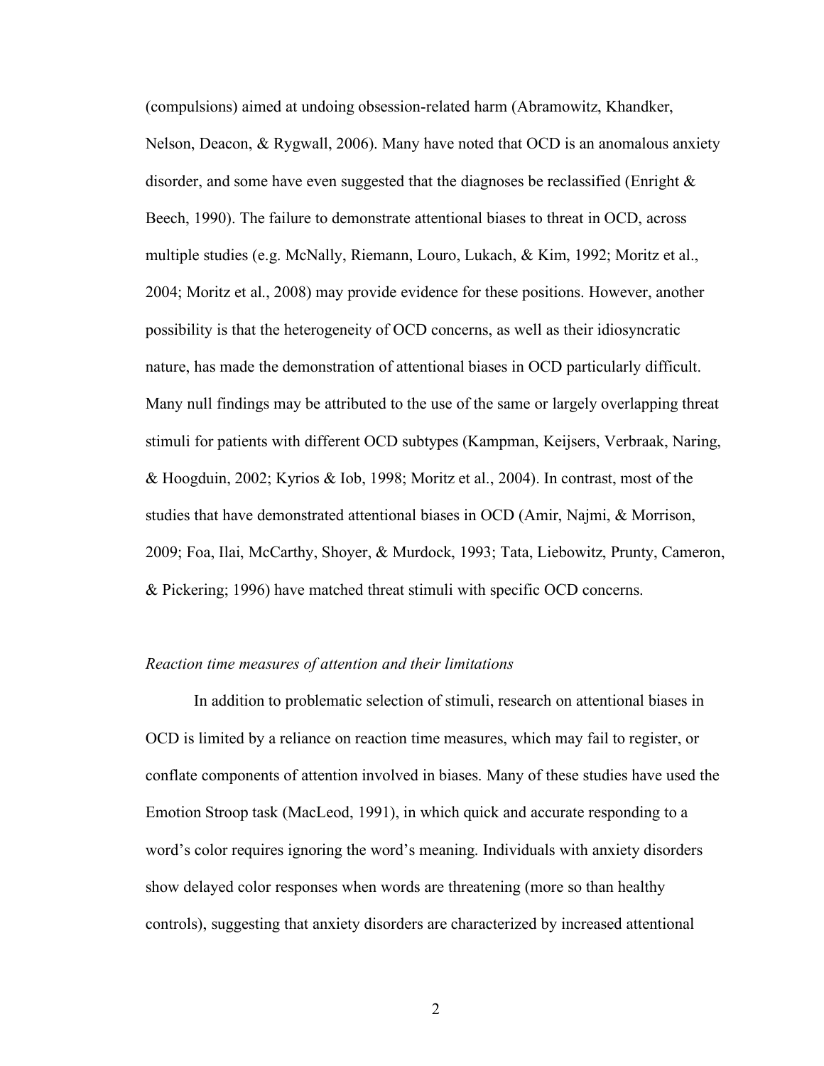(compulsions) aimed at undoing obsession-related harm (Abramowitz, Khandker, Nelson, Deacon, & Rygwall, 2006). Many have noted that OCD is an anomalous anxiety disorder, and some have even suggested that the diagnoses be reclassified (Enright & Beech, 1990). The failure to demonstrate attentional biases to threat in OCD, across multiple studies (e.g. McNally, Riemann, Louro, Lukach, & Kim, 1992; Moritz et al., 2004; Moritz et al., 2008) may provide evidence for these positions. However, another possibility is that the heterogeneity of OCD concerns, as well as their idiosyncratic nature, has made the demonstration of attentional biases in OCD particularly difficult. Many null findings may be attributed to the use of the same or largely overlapping threat stimuli for patients with different OCD subtypes (Kampman, Keijsers, Verbraak, Naring, & Hoogduin, 2002; Kyrios & Iob, 1998; Moritz et al., 2004). In contrast, most of the studies that have demonstrated attentional biases in OCD (Amir, Najmi, & Morrison, 2009; Foa, Ilai, McCarthy, Shoyer, & Murdock, 1993; Tata, Liebowitz, Prunty, Cameron, & Pickering; 1996) have matched threat stimuli with specific OCD concerns.

*Reaction time measures of attention and their limitations*

In addition to problematic selection of stimuli, research on attentional biases in OCD is limited by a reliance on reaction time measures, which may fail to register, or conflate components of attention involved in biases. Many of these studies have used the Emotion Stroop task (MacLeod, 1991), in which quick and accurate responding to a word's color requires ignoring the word's meaning. Individuals with anxiety disorders show delayed color responses when words are threatening (more so than healthy controls), suggesting that anxiety disorders are characterized by increased attentional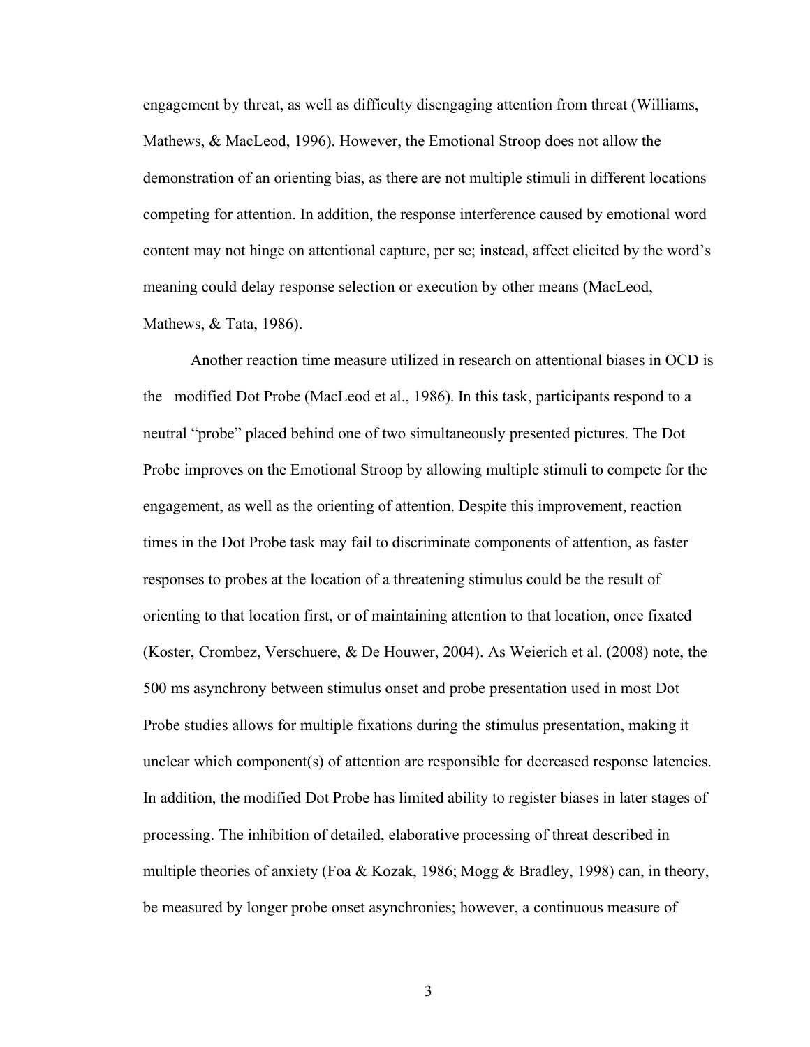engagement by threat, as well as difficulty disengaging attention from threat (Williams, Mathews, & MacLeod, 1996). However, the Emotional Stroop does not allow the demonstration of an orienting bias, as there are not multiple stimuli in different locations competing for attention. In addition, the response interference caused by emotional word content may not hinge on attentional capture, per se; instead, affect elicited by the word's meaning could delay response selection or execution by other means (MacLeod, Mathews, & Tata, 1986).

Another reaction time measure utilized in research on attentional biases in OCD is the modified Dot Probe (MacLeod et al., 1986). In this task, participants respond to a neutral "probe" placed behind one of two simultaneously presented pictures. The Dot Probe improves on the Emotional Stroop by allowing multiple stimuli to compete for the engagement, as well as the orienting of attention. Despite this improvement, reaction times in the Dot Probe task may fail to discriminate components of attention, as faster responses to probes at the location of a threatening stimulus could be the result of orienting to that location first, or of maintaining attention to that location, once fixated (Koster, Crombez, Verschuere, & De Houwer, 2004). As Weierich et al. (2008) note, the 500 ms asynchrony between stimulus onset and probe presentation used in most Dot Probe studies allows for multiple fixations during the stimulus presentation, making it unclear which component(s) of attention are responsible for decreased response latencies. In addition, the modified Dot Probe has limited ability to register biases in later stages of processing. The inhibition of detailed, elaborative processing of threat described in multiple theories of anxiety (Foa & Kozak, 1986; Mogg & Bradley, 1998) can, in theory, be measured by longer probe onset asynchronies; however, a continuous measure of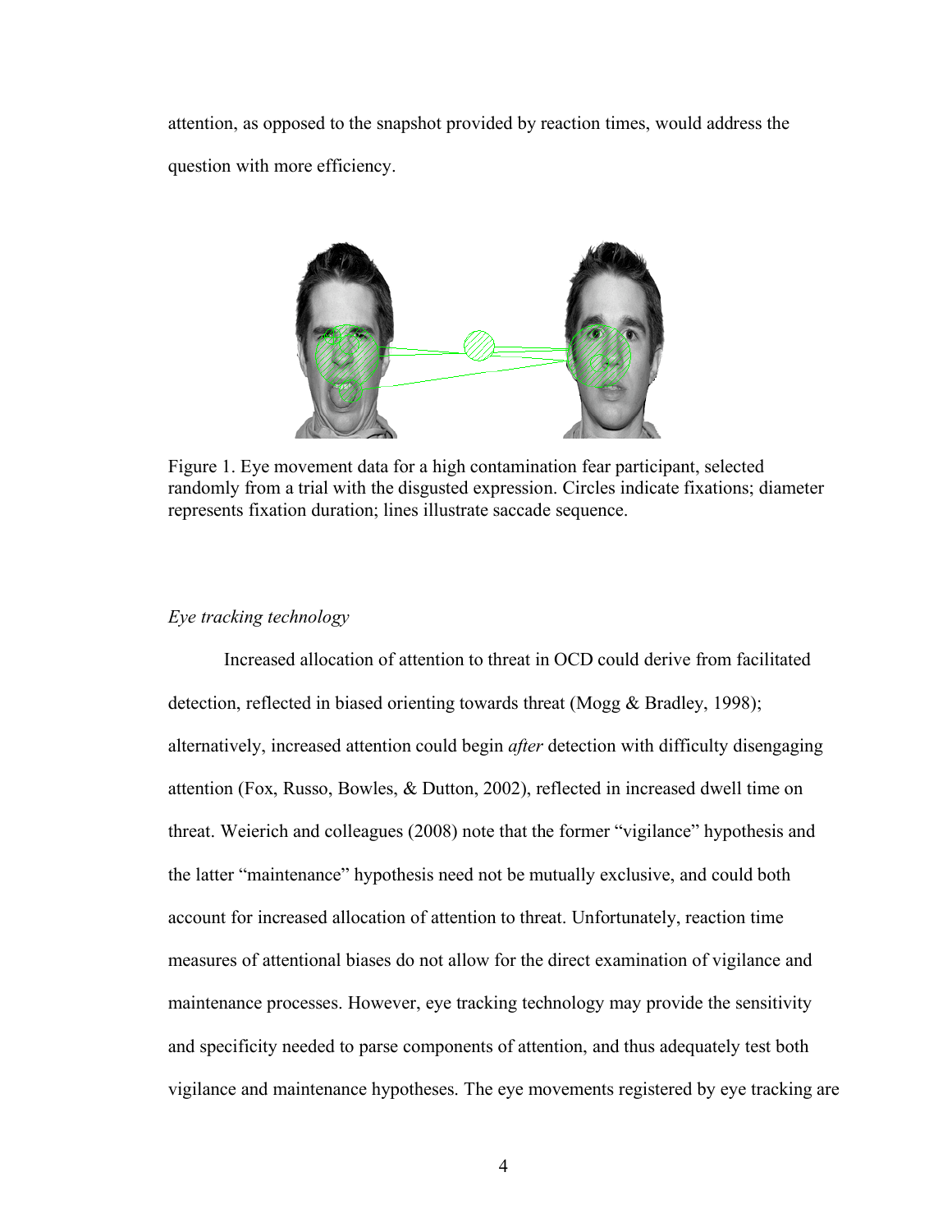attention, as opposed to the snapshot provided by reaction times, would address the question with more efficiency.

Figure 1. Eye movement data for a high contamination fear participant, selected randomly from a trial with the disgusted expression. Circles indicate fixations; diameter represents fixation duration; lines illustrate saccade sequence.

### *Eye tracking technology*

Increased allocation of attention to threat in OCD could derive from facilitated detection, reflected in biased orienting towards threat (Mogg & Bradley, 1998); alternatively, increased attention could begin *after* detection with difficulty disengaging attention (Fox, Russo, Bowles, & Dutton, 2002), reflected in increased dwell time on threat. Weierich and colleagues (2008) note that the former "vigilance" hypothesis and the latter "maintenance" hypothesis need not be mutually exclusive, and could both account for increased allocation of attention to threat. Unfortunately, reaction time measures of attentional biases do not allow for the direct examination of vigilance and maintenance processes. However, eye tracking technology may provide the sensitivity and specificity needed to parse components of attention, and thus adequately test both vigilance and maintenance hypotheses. The eye movements registered by eye tracking are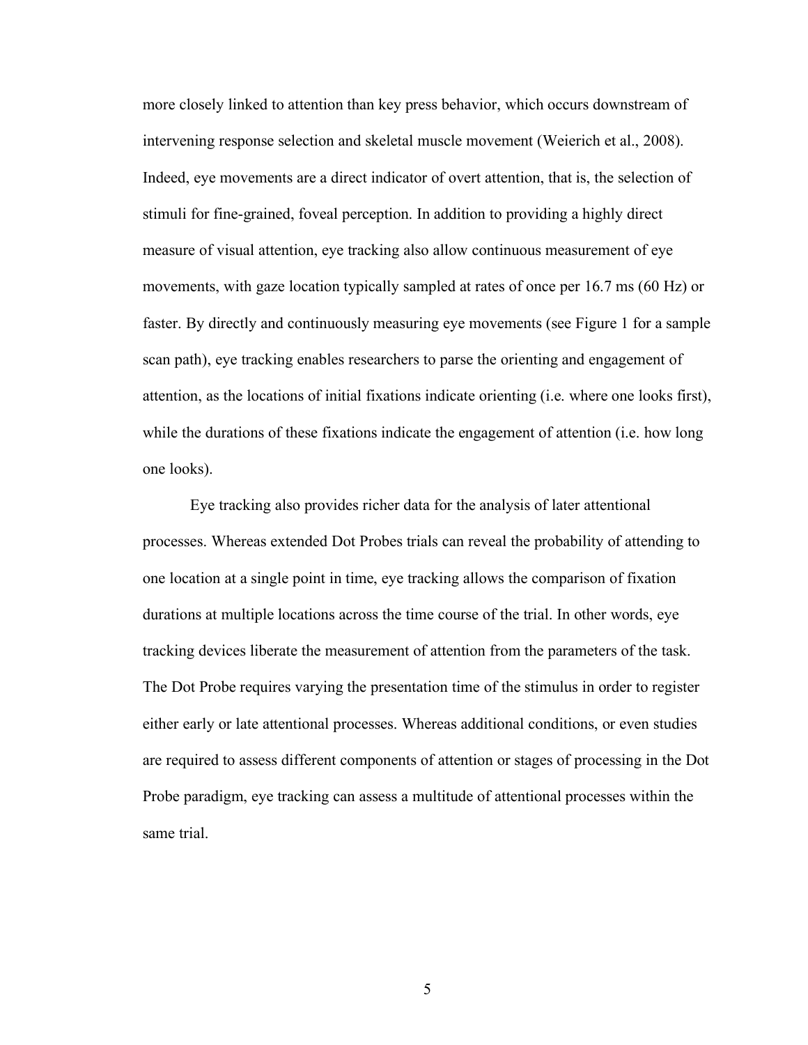more closely linked to attention than key press behavior, which occurs downstream of intervening response selection and skeletal muscle movement (Weierich et al., 2008). Indeed, eye movements are a direct indicator of overt attention, that is, the selection of stimuli for fine-grained, foveal perception. In addition to providing a highly direct measure of visual attention, eye tracking also allow continuous measurement of eye movements, with gaze location typically sampled at rates of once per 16.7 ms (60 Hz) or faster. By directly and continuously measuring eye movements (see Figure 1 for a sample scan path), eye tracking enables researchers to parse the orienting and engagement of attention, as the locations of initial fixations indicate orienting (i.e. where one looks first), while the durations of these fixations indicate the engagement of attention (i.e. how long one looks).

Eye tracking also provides richer data for the analysis of later attentional processes. Whereas extended Dot Probes trials can reveal the probability of attending to one location at a single point in time, eye tracking allows the comparison of fixation durations at multiple locations across the time course of the trial. In other words, eye tracking devices liberate the measurement of attention from the parameters of the task. The Dot Probe requires varying the presentation time of the stimulus in order to register either early or late attentional processes. Whereas additional conditions, or even studies are required to assess different components of attention or stages of processing in the Dot Probe paradigm, eye tracking can assess a multitude of attentional processes within the same trial.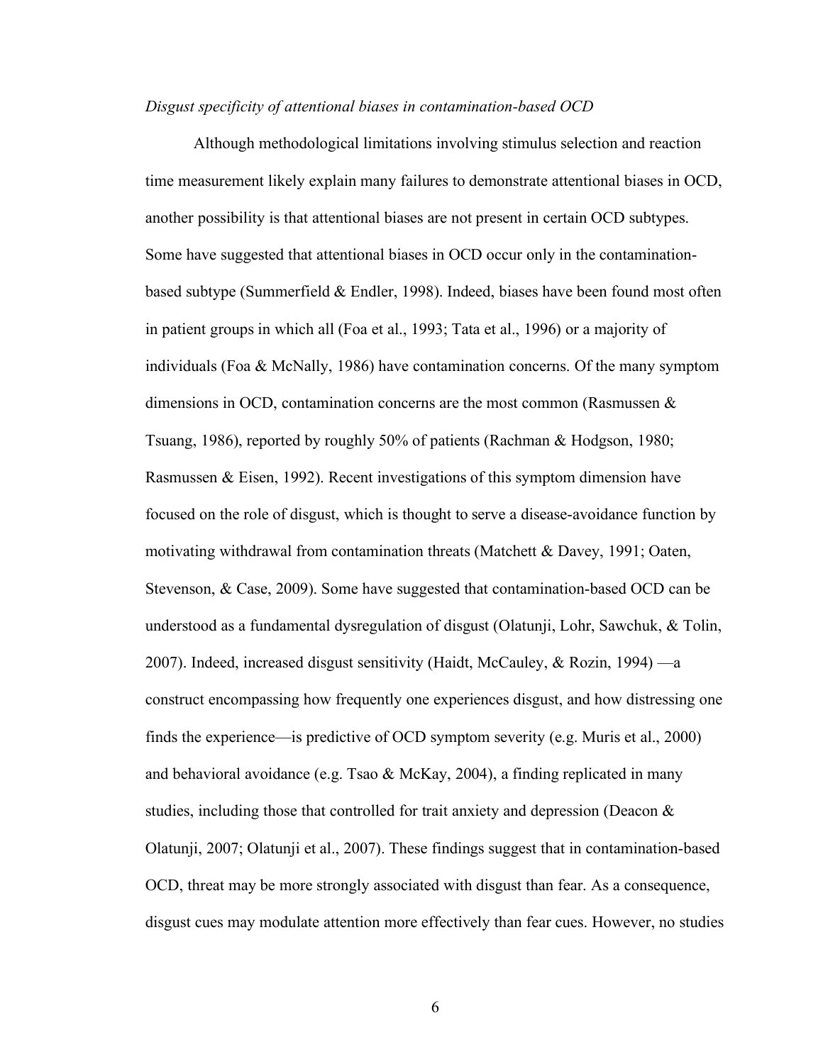*Disgust specificity of attentional biases in contamination-based OCD*

Although methodological limitations involving stimulus selection and reaction time measurement likely explain many failures to demonstrate attentional biases in OCD, another possibility is that attentional biases are not present in certain OCD subtypes. Some have suggested that attentional biases in OCD occur only in the contamination-based subtype (Summerfield & Endler, 1998). Indeed, biases have been found most often in patient groups in which all (Foa et al., 1993; Tata et al., 1996) or a majority of individuals (Foa & McNally, 1986) have contamination concerns. Of the many symptom dimensions in OCD, contamination concerns are the most common (Rasmussen & Tsuang, 1986), reported by roughly 50% of patients (Rachman & Hodgson, 1980; Rasmussen & Eisen, 1992). Recent investigations of this symptom dimension have focused on the role of disgust, which is thought to serve a disease-avoidance function by motivating withdrawal from contamination threats (Matchett & Davey, 1991; Oaten, Stevenson, & Case, 2009). Some have suggested that contamination-based OCD can be understood as a fundamental dysregulation of disgust (Olatunji, Lohr, Sawchuk, & Tolin, 2007). Indeed, increased disgust sensitivity (Haidt, McCauley, & Rozin, 1994) —a construct encompassing how frequently one experiences disgust, and how distressing one finds the experience—is predictive of OCD symptom severity (e.g. Muris et al., 2000) and behavioral avoidance (e.g. Tsao & McKay, 2004), a finding replicated in many studies, including those that controlled for trait anxiety and depression (Deacon & Olatunji, 2007; Olatunji et al., 2007). These findings suggest that in contamination-based OCD, threat may be more strongly associated with disgust than fear. As a consequence, disgust cues may modulate attention more effectively than fear cues. However, no studies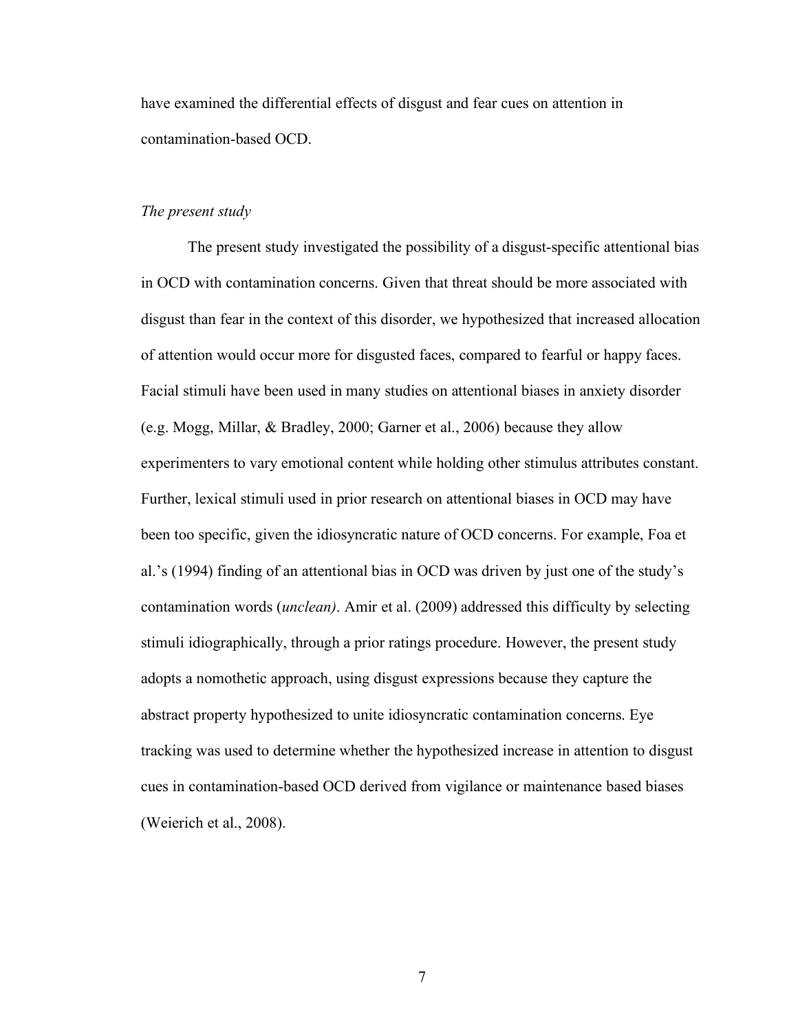have examined the differential effects of disgust and fear cues on attention in contamination-based OCD.

*The present study*

The present study investigated the possibility of a disgust-specific attentional bias in OCD with contamination concerns. Given that threat should be more associated with disgust than fear in the context of this disorder, we hypothesized that increased allocation of attention would occur more for disgusted faces, compared to fearful or happy faces. Facial stimuli have been used in many studies on attentional biases in anxiety disorder (e.g. Mogg, Millar, & Bradley, 2000; Garner et al., 2006) because they allow experimenters to vary emotional content while holding other stimulus attributes constant. Further, lexical stimuli used in prior research on attentional biases in OCD may have been too specific, given the idiosyncratic nature of OCD concerns. For example, Foa et al.'s (1994) finding of an attentional bias in OCD was driven by just one of the study's contamination words (*unclean)*. Amir et al. (2009) addressed this difficulty by selecting stimuli idiographically, through a prior ratings procedure. However, the present study adopts a nomothetic approach, using disgust expressions because they capture the abstract property hypothesized to unite idiosyncratic contamination concerns. Eye tracking was used to determine whether the hypothesized increase in attention to disgust cues in contamination-based OCD derived from vigilance or maintenance based biases (Weierich et al., 2008).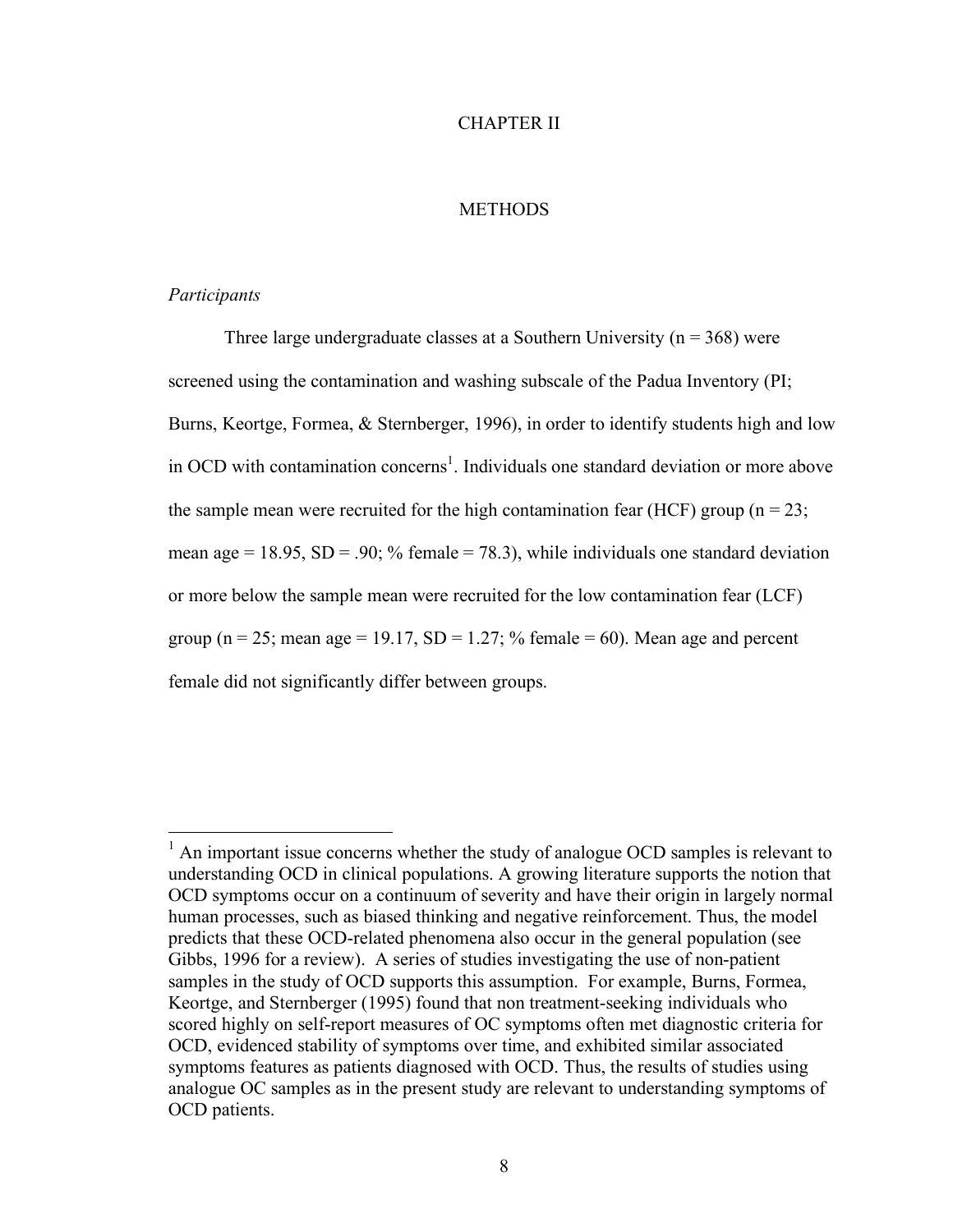# CHAPTER II

# METHODS

### *Participants*

Three large undergraduate classes at a Southern University (n = 368) were screened using the contamination and washing subscale of the Padua Inventory (PI; Burns, Keortge, Formea, & Sternberger, 1996), in order to identify students high and low in OCD with contamination concerns[1]. Individuals one standard deviation or more above the sample mean were recruited for the high contamination fear (HCF) group (n = 23; mean age = 18.95, SD = .90; % female = 78.3), while individuals one standard deviation or more below the sample mean were recruited for the low contamination fear (LCF) group (n = 25; mean age = 19.17, SD = 1.27; % female = 60). Mean age and percent female did not significantly differ between groups.

---

[1] An important issue concerns whether the study of analogue OCD samples is relevant to understanding OCD in clinical populations. A growing literature supports the notion that OCD symptoms occur on a continuum of severity and have their origin in largely normal human processes, such as biased thinking and negative reinforcement. Thus, the model predicts that these OCD-related phenomena also occur in the general population (see Gibbs, 1996 for a review). A series of studies investigating the use of non-patient samples in the study of OCD supports this assumption. For example, Burns, Formea, Keortge, and Sternberger (1995) found that non treatment-seeking individuals who scored highly on self-report measures of OC symptoms often met diagnostic criteria for OCD, evidenced stability of symptoms over time, and exhibited similar associated symptoms features as patients diagnosed with OCD. Thus, the results of studies using analogue OC samples as in the present study are relevant to understanding symptoms of OCD patients.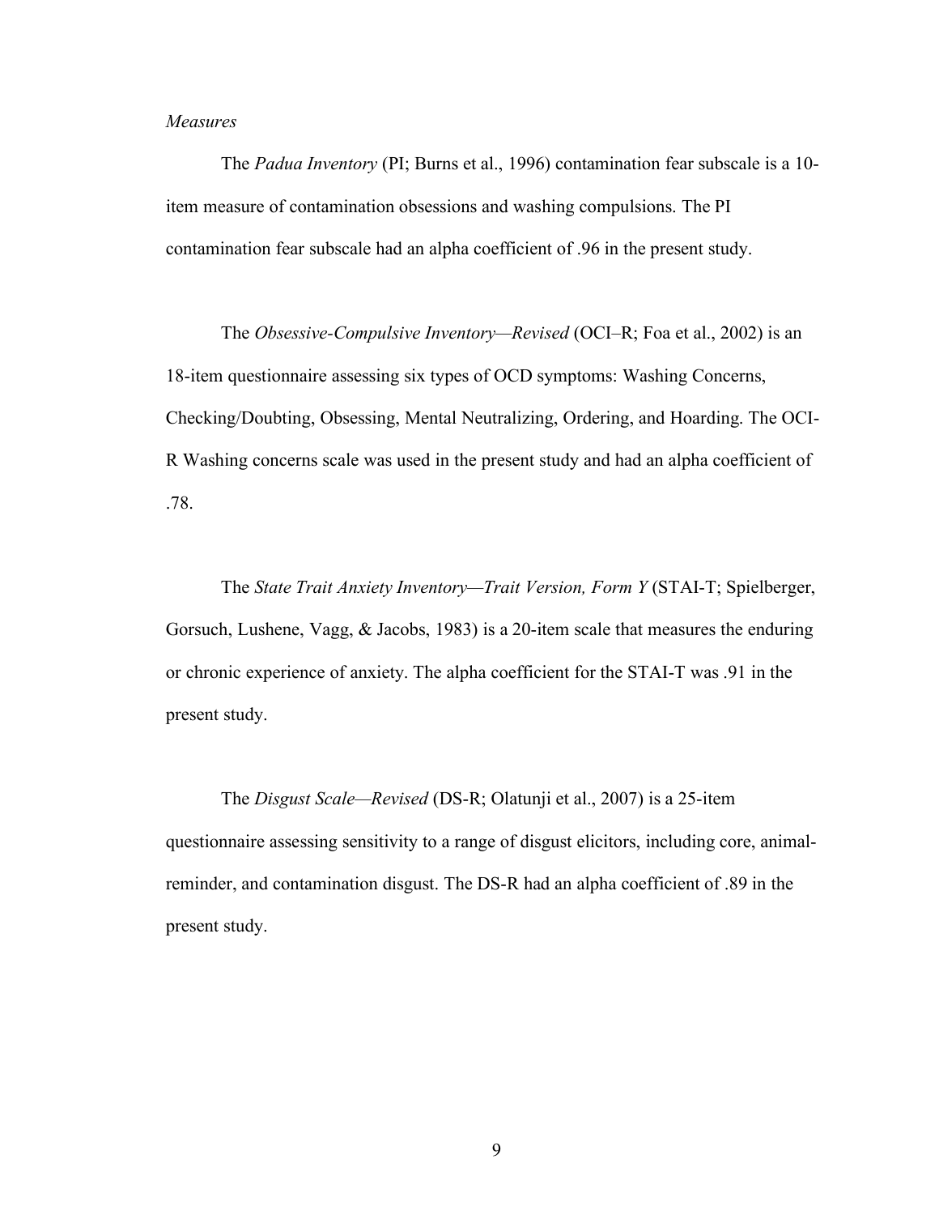*Measures*

The *Padua Inventory* (PI; Burns et al., 1996) contamination fear subscale is a 10-item measure of contamination obsessions and washing compulsions. The PI contamination fear subscale had an alpha coefficient of .96 in the present study.

The *Obsessive-Compulsive Inventory—Revised* (OCI–R; Foa et al., 2002) is an 18-item questionnaire assessing six types of OCD symptoms: Washing Concerns, Checking/Doubting, Obsessing, Mental Neutralizing, Ordering, and Hoarding. The OCI-R Washing concerns scale was used in the present study and had an alpha coefficient of .78.

The *State Trait Anxiety Inventory—Trait Version, Form Y* (STAI-T; Spielberger, Gorsuch, Lushene, Vagg, & Jacobs, 1983) is a 20-item scale that measures the enduring or chronic experience of anxiety. The alpha coefficient for the STAI-T was .91 in the present study.

The *Disgust Scale—Revised* (DS-R; Olatunji et al., 2007) is a 25-item questionnaire assessing sensitivity to a range of disgust elicitors, including core, animal-reminder, and contamination disgust. The DS-R had an alpha coefficient of .89 in the present study.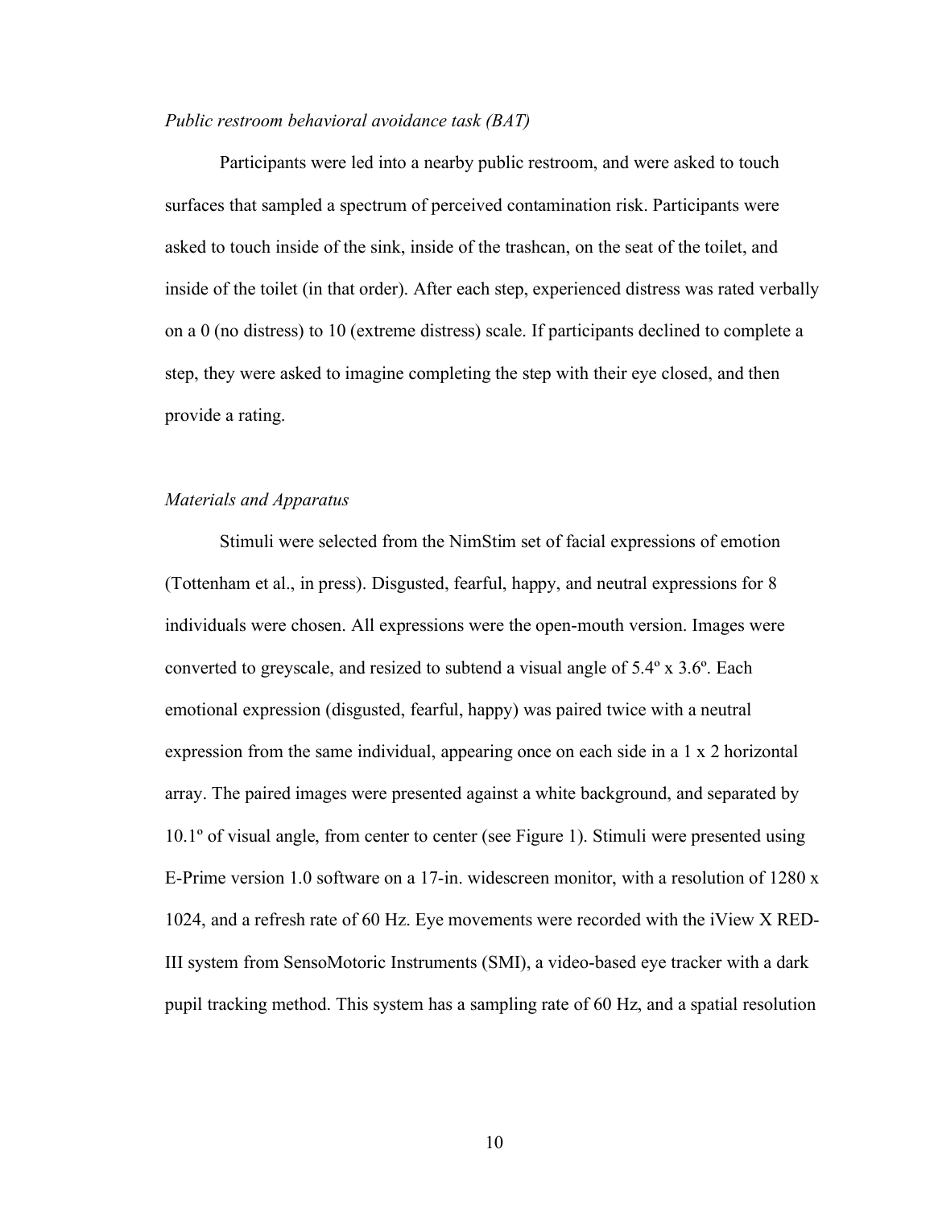*Public restroom behavioral avoidance task (BAT)*

Participants were led into a nearby public restroom, and were asked to touch surfaces that sampled a spectrum of perceived contamination risk. Participants were asked to touch inside of the sink, inside of the trashcan, on the seat of the toilet, and inside of the toilet (in that order). After each step, experienced distress was rated verbally on a 0 (no distress) to 10 (extreme distress) scale. If participants declined to complete a step, they were asked to imagine completing the step with their eye closed, and then provide a rating.

*Materials and Apparatus*

Stimuli were selected from the NimStim set of facial expressions of emotion (Tottenham et al., in press). Disgusted, fearful, happy, and neutral expressions for 8 individuals were chosen. All expressions were the open-mouth version. Images were converted to greyscale, and resized to subtend a visual angle of 5.4º x 3.6º. Each emotional expression (disgusted, fearful, happy) was paired twice with a neutral expression from the same individual, appearing once on each side in a 1 x 2 horizontal array. The paired images were presented against a white background, and separated by 10.1º of visual angle, from center to center (see Figure 1). Stimuli were presented using E-Prime version 1.0 software on a 17-in. widescreen monitor, with a resolution of 1280 x 1024, and a refresh rate of 60 Hz. Eye movements were recorded with the iView X RED-III system from SensoMotoric Instruments (SMI), a video-based eye tracker with a dark pupil tracking method. This system has a sampling rate of 60 Hz, and a spatial resolution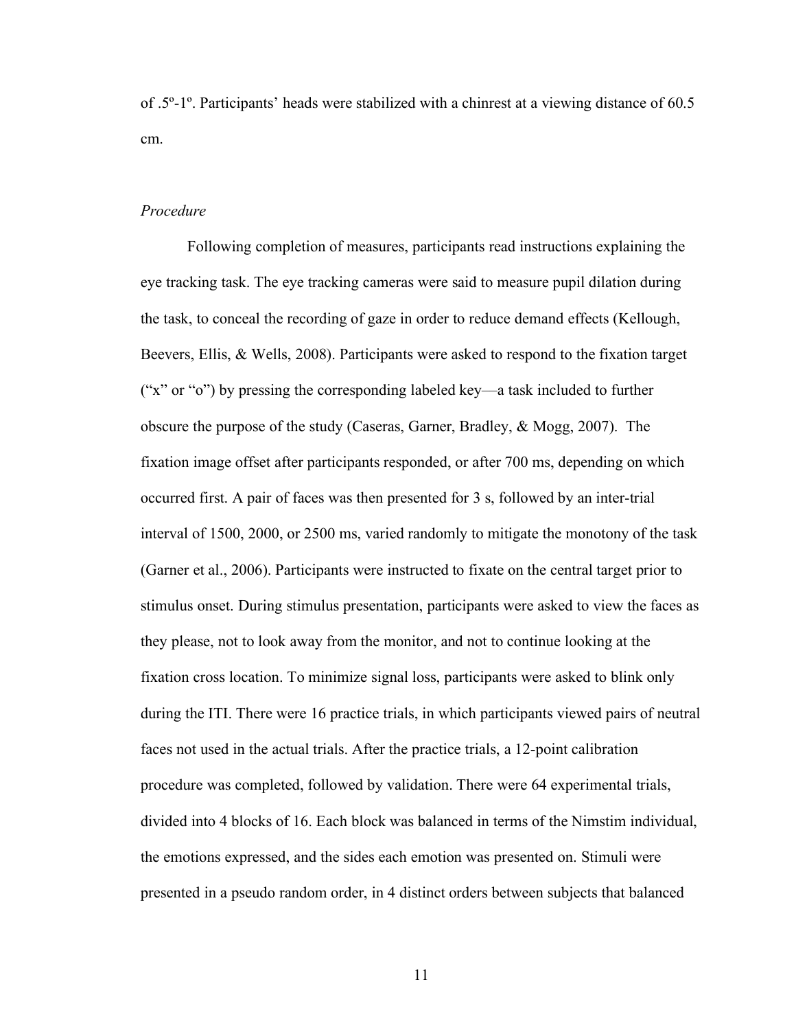of .5º-1º. Participants' heads were stabilized with a chinrest at a viewing distance of 60.5 cm.

*Procedure*

Following completion of measures, participants read instructions explaining the eye tracking task. The eye tracking cameras were said to measure pupil dilation during the task, to conceal the recording of gaze in order to reduce demand effects (Kellough, Beevers, Ellis, & Wells, 2008). Participants were asked to respond to the fixation target ("x" or "o") by pressing the corresponding labeled key—a task included to further obscure the purpose of the study (Caseras, Garner, Bradley, & Mogg, 2007). The fixation image offset after participants responded, or after 700 ms, depending on which occurred first. A pair of faces was then presented for 3 s, followed by an inter-trial interval of 1500, 2000, or 2500 ms, varied randomly to mitigate the monotony of the task (Garner et al., 2006). Participants were instructed to fixate on the central target prior to stimulus onset. During stimulus presentation, participants were asked to view the faces as they please, not to look away from the monitor, and not to continue looking at the fixation cross location. To minimize signal loss, participants were asked to blink only during the ITI. There were 16 practice trials, in which participants viewed pairs of neutral faces not used in the actual trials. After the practice trials, a 12-point calibration procedure was completed, followed by validation. There were 64 experimental trials, divided into 4 blocks of 16. Each block was balanced in terms of the Nimstim individual, the emotions expressed, and the sides each emotion was presented on. Stimuli were presented in a pseudo random order, in 4 distinct orders between subjects that balanced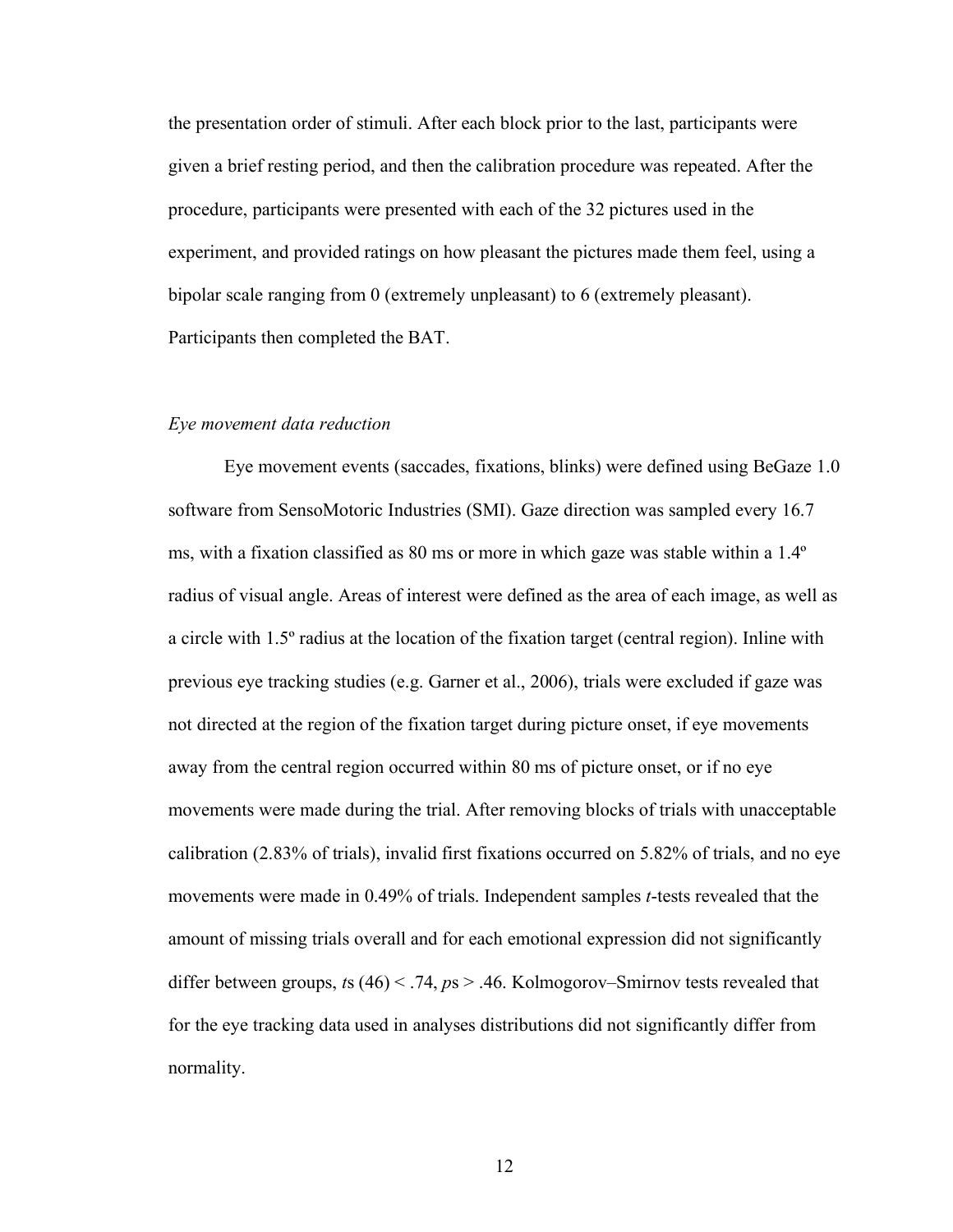the presentation order of stimuli. After each block prior to the last, participants were given a brief resting period, and then the calibration procedure was repeated. After the procedure, participants were presented with each of the 32 pictures used in the experiment, and provided ratings on how pleasant the pictures made them feel, using a bipolar scale ranging from 0 (extremely unpleasant) to 6 (extremely pleasant). Participants then completed the BAT.

*Eye movement data reduction*

Eye movement events (saccades, fixations, blinks) were defined using BeGaze 1.0 software from SensoMotoric Industries (SMI). Gaze direction was sampled every 16.7 ms, with a fixation classified as 80 ms or more in which gaze was stable within a 1.4º radius of visual angle. Areas of interest were defined as the area of each image, as well as a circle with 1.5º radius at the location of the fixation target (central region). Inline with previous eye tracking studies (e.g. Garner et al., 2006), trials were excluded if gaze was not directed at the region of the fixation target during picture onset, if eye movements away from the central region occurred within 80 ms of picture onset, or if no eye movements were made during the trial. After removing blocks of trials with unacceptable calibration (2.83% of trials), invalid first fixations occurred on 5.82% of trials, and no eye movements were made in 0.49% of trials. Independent samples *t*-tests revealed that the amount of missing trials overall and for each emotional expression did not significantly differ between groups, $t$s $(46) < .74$, $p$s $> .46$. Kolmogorov–Smirnov tests revealed that for the eye tracking data used in analyses distributions did not significantly differ from normality.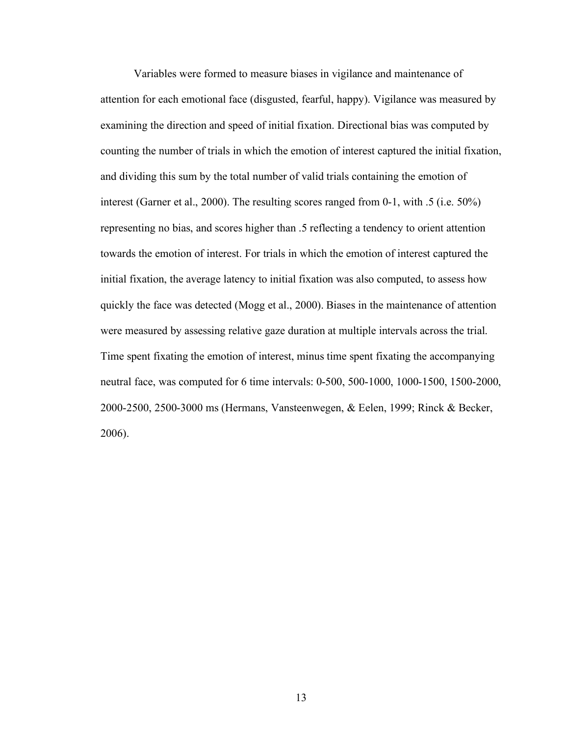Variables were formed to measure biases in vigilance and maintenance of attention for each emotional face (disgusted, fearful, happy). Vigilance was measured by examining the direction and speed of initial fixation. Directional bias was computed by counting the number of trials in which the emotion of interest captured the initial fixation, and dividing this sum by the total number of valid trials containing the emotion of interest (Garner et al., 2000). The resulting scores ranged from 0-1, with .5 (i.e. 50%) representing no bias, and scores higher than .5 reflecting a tendency to orient attention towards the emotion of interest. For trials in which the emotion of interest captured the initial fixation, the average latency to initial fixation was also computed, to assess how quickly the face was detected (Mogg et al., 2000). Biases in the maintenance of attention were measured by assessing relative gaze duration at multiple intervals across the trial. Time spent fixating the emotion of interest, minus time spent fixating the accompanying neutral face, was computed for 6 time intervals: 0-500, 500-1000, 1000-1500, 1500-2000, 2000-2500, 2500-3000 ms (Hermans, Vansteenwegen, & Eelen, 1999; Rinck & Becker, 2006).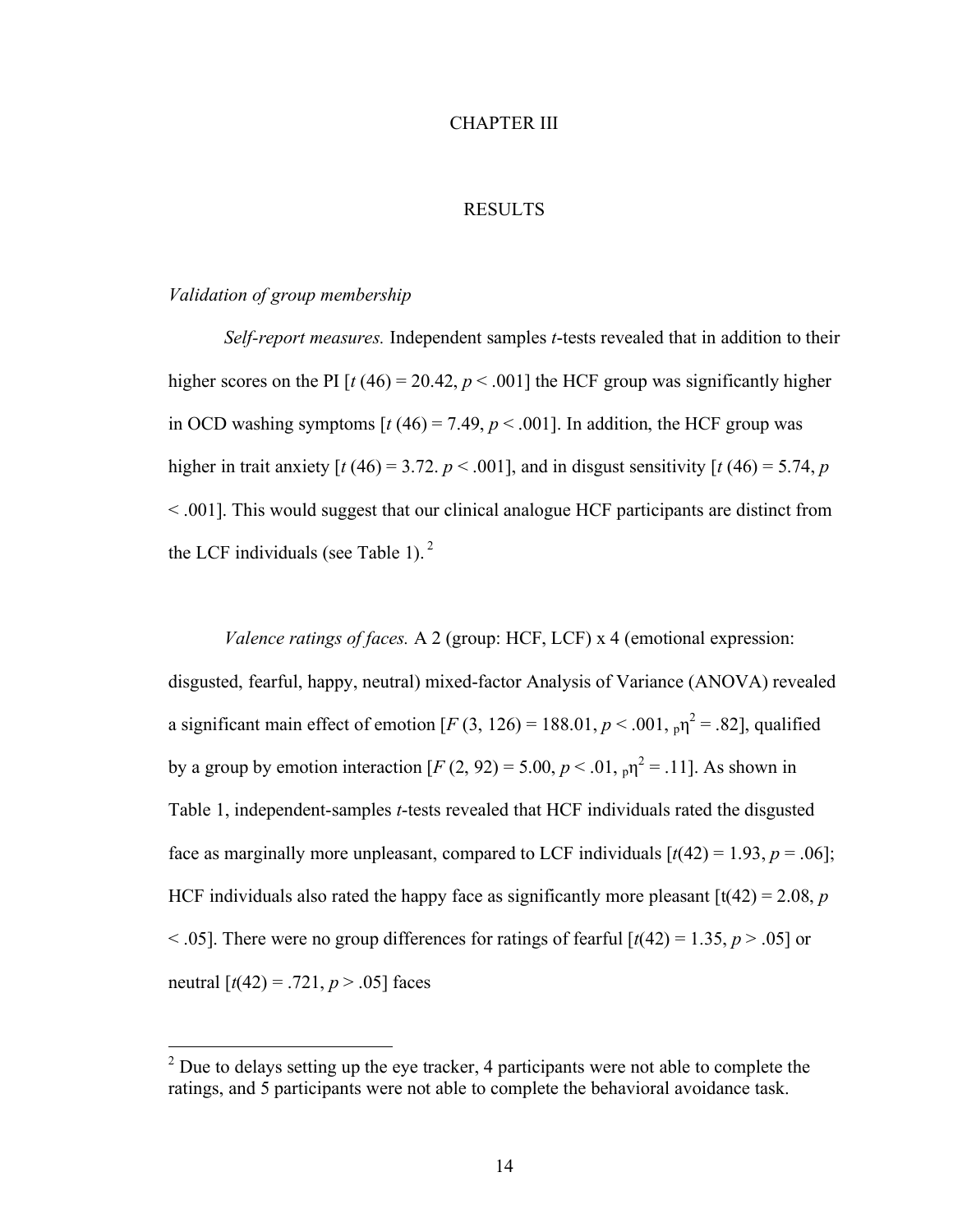# CHAPTER III

## RESULTS

*Validation of group membership*

*Self-report measures.* Independent samples *t*-tests revealed that in addition to their higher scores on the PI [$t$ (46) = 20.42, $p < .001$] the HCF group was significantly higher in OCD washing symptoms [$t$ (46) = 7.49, $p < .001$]. In addition, the HCF group was higher in trait anxiety [$t$ (46) = 3.72. $p < .001$], and in disgust sensitivity [$t$ (46) = 5.74, $p < .001$]. This would suggest that our clinical analogue HCF participants are distinct from the LCF individuals (see Table 1). [2]

*Valence ratings of faces.* A 2 (group: HCF, LCF) x 4 (emotional expression: disgusted, fearful, happy, neutral) mixed-factor Analysis of Variance (ANOVA) revealed a significant main effect of emotion [$F$ (3, 126) = 188.01, $p < .001$, $_{p}\eta^2 = .82$], qualified by a group by emotion interaction [$F$ (2, 92) = 5.00, $p < .01$, $_{p}\eta^2 = .11$]. As shown in Table 1, independent-samples *t*-tests revealed that HCF individuals rated the disgusted face as marginally more unpleasant, compared to LCF individuals [$t(42) = 1.93$, $p = .06$]; HCF individuals also rated the happy face as significantly more pleasant [t(42) = 2.08, $p < .05$]. There were no group differences for ratings of fearful [$t(42) = 1.35$, $p > .05$] or neutral [$t(42) = .721$, $p > .05$] faces

[2] Due to delays setting up the eye tracker, 4 participants were not able to complete the ratings, and 5 participants were not able to complete the behavioral avoidance task.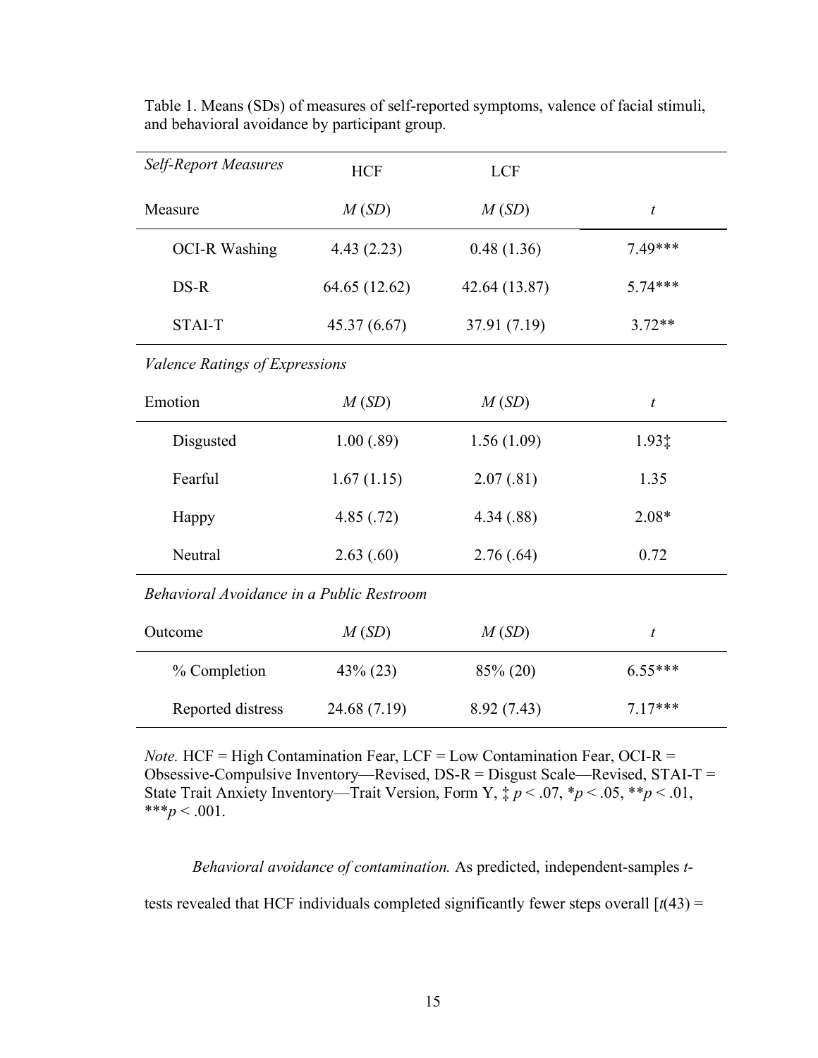Table 1. Means (SDs) of measures of self-reported symptoms, valence of facial stimuli, and behavioral avoidance by participant group.

| *Self-Report Measures* | HCF | LCF | |
|---|---|---|---|
| Measure | *M* (*SD*) | *M* (*SD*) | *t* |
| OCI-R Washing | 4.43 (2.23) | 0.48 (1.36) | 7.49*** |
| DS-R | 64.65 (12.62) | 42.64 (13.87) | 5.74*** |
| STAI-T | 45.37 (6.67) | 37.91 (7.19) | 3.72** |
| *Valence Ratings of Expressions* | | | |
| Emotion | *M* (*SD*) | *M* (*SD*) | *t* |
| Disgusted | 1.00 (.89) | 1.56 (1.09) | 1.93‡ |
| Fearful | 1.67 (1.15) | 2.07 (.81) | 1.35 |
| Happy | 4.85 (.72) | 4.34 (.88) | 2.08* |
| Neutral | 2.63 (.60) | 2.76 (.64) | 0.72 |
| *Behavioral Avoidance in a Public Restroom* | | | |
| Outcome | *M* (*SD*) | *M* (*SD*) | *t* |
| % Completion | 43% (23) | 85% (20) | 6.55*** |
| Reported distress | 24.68 (7.19) | 8.92 (7.43) | 7.17*** |

*Note.* HCF = High Contamination Fear, LCF = Low Contamination Fear, OCI-R = Obsessive-Compulsive Inventory—Revised, DS-R = Disgust Scale—Revised, STAI-T = State Trait Anxiety Inventory—Trait Version, Form Y, ‡ $p < .07$, *$p < .05$, **$p < .01$, ***$p < .001$.

*Behavioral avoidance of contamination.* As predicted, independent-samples *t*-tests revealed that HCF individuals completed significantly fewer steps overall [$t(43)$ =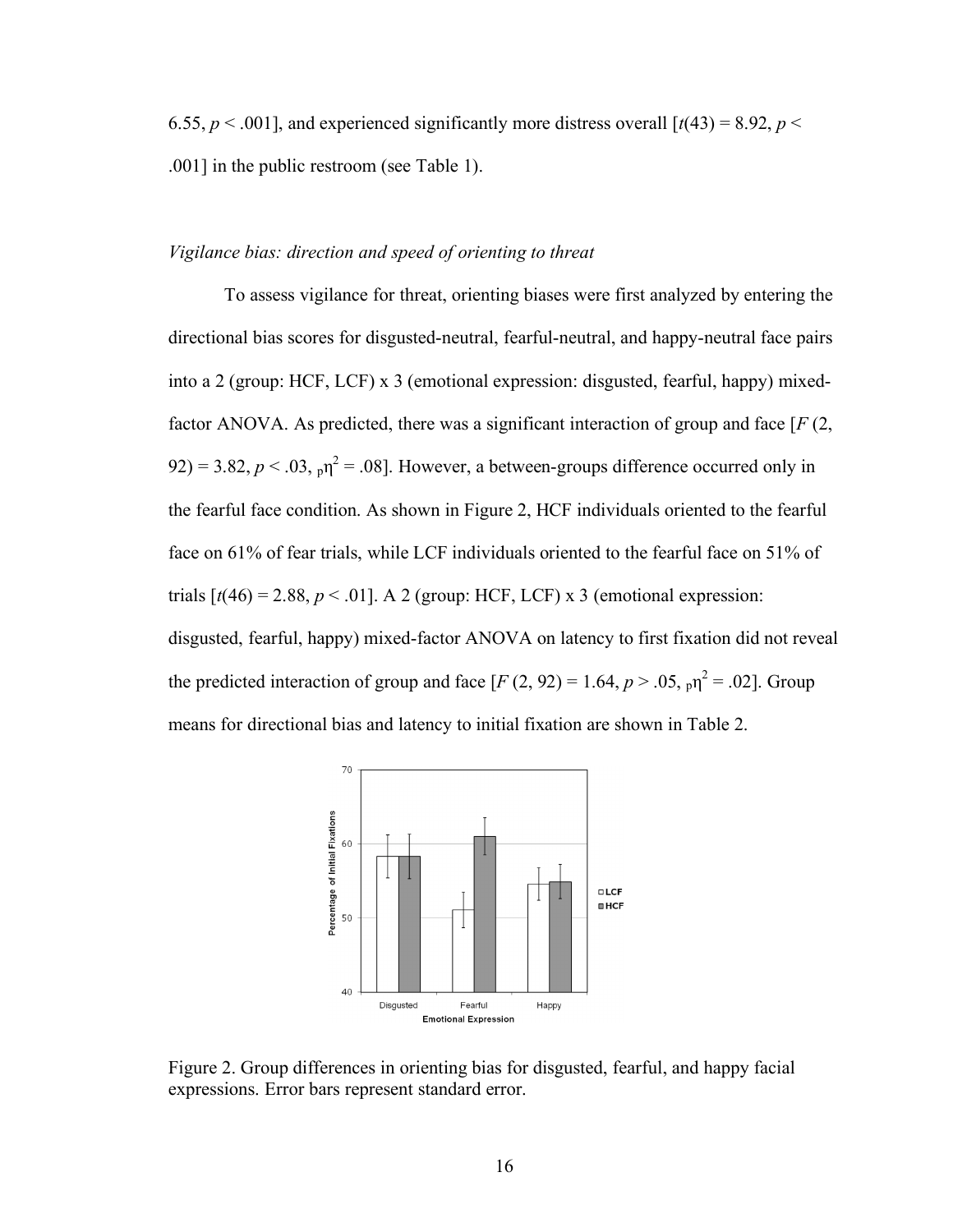6.55, $p < .001$], and experienced significantly more distress overall [$t(43) = 8.92$, $p < .001$] in the public restroom (see Table 1).

*Vigilance bias: direction and speed of orienting to threat*

To assess vigilance for threat, orienting biases were first analyzed by entering the directional bias scores for disgusted-neutral, fearful-neutral, and happy-neutral face pairs into a 2 (group: HCF, LCF) x 3 (emotional expression: disgusted, fearful, happy) mixed-factor ANOVA. As predicted, there was a significant interaction of group and face [$F(2, 92) = 3.82$, $p < .03$, ${}_{p}\eta^2 = .08$]. However, a between-groups difference occurred only in the fearful face condition. As shown in Figure 2, HCF individuals oriented to the fearful face on 61% of fear trials, while LCF individuals oriented to the fearful face on 51% of trials [$t(46) = 2.88$, $p < .01$]. A 2 (group: HCF, LCF) x 3 (emotional expression: disgusted, fearful, happy) mixed-factor ANOVA on latency to first fixation did not reveal the predicted interaction of group and face [$F(2, 92) = 1.64$, $p > .05$, ${}_{p}\eta^2 = .02$]. Group means for directional bias and latency to initial fixation are shown in Table 2.

Figure 2. Group differences in orienting bias for disgusted, fearful, and happy facial expressions. Error bars represent standard error.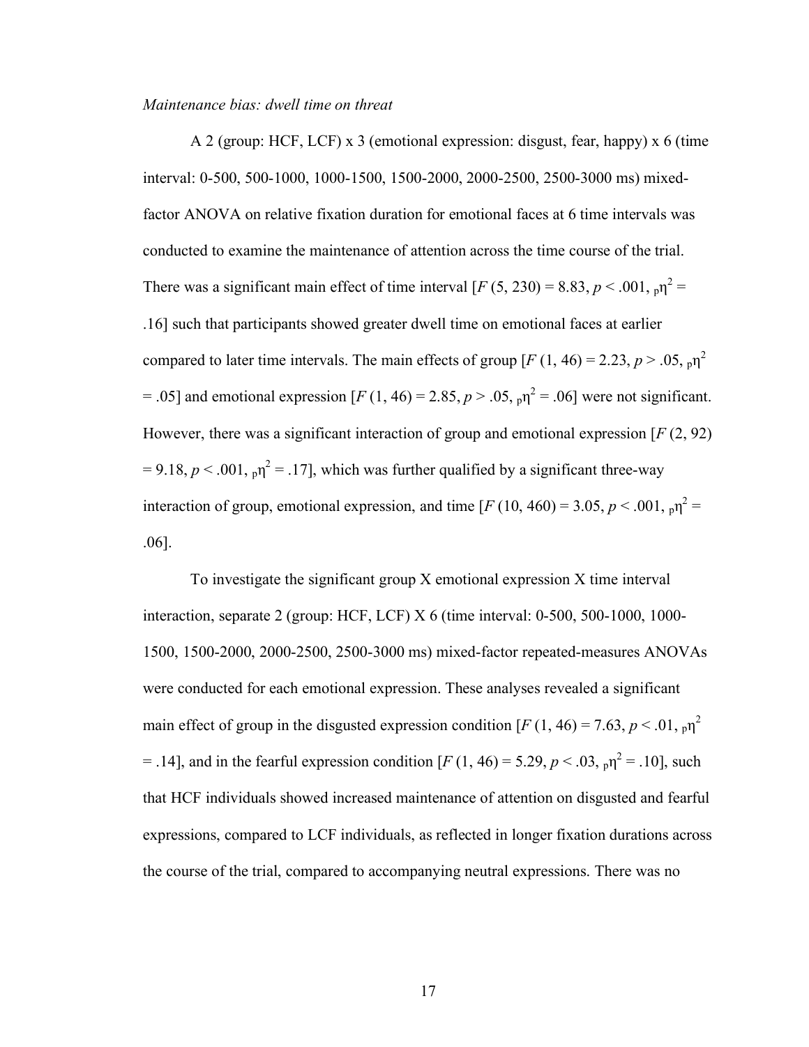*Maintenance bias: dwell time on threat*

A 2 (group: HCF, LCF) x 3 (emotional expression: disgust, fear, happy) x 6 (time interval: 0-500, 500-1000, 1000-1500, 1500-2000, 2000-2500, 2500-3000 ms) mixed-factor ANOVA on relative fixation duration for emotional faces at 6 time intervals was conducted to examine the maintenance of attention across the time course of the trial. There was a significant main effect of time interval [$F$ (5, 230) = 8.83, $p$ < .001, $_p\eta^2$ = .16] such that participants showed greater dwell time on emotional faces at earlier compared to later time intervals. The main effects of group [$F$ (1, 46) = 2.23, $p$ > .05, $_p\eta^2$ = .05] and emotional expression [$F$ (1, 46) = 2.85, $p$ > .05, $_p\eta^2$ = .06] were not significant. However, there was a significant interaction of group and emotional expression [$F$ (2, 92) = 9.18, $p$ < .001, $_p\eta^2$ = .17], which was further qualified by a significant three-way interaction of group, emotional expression, and time [$F$ (10, 460) = 3.05, $p$ < .001, $_p\eta^2$ = .06].

To investigate the significant group X emotional expression X time interval interaction, separate 2 (group: HCF, LCF) X 6 (time interval: 0-500, 500-1000, 1000-1500, 1500-2000, 2000-2500, 2500-3000 ms) mixed-factor repeated-measures ANOVAs were conducted for each emotional expression. These analyses revealed a significant main effect of group in the disgusted expression condition [$F$ (1, 46) = 7.63, $p$ < .01, $_p\eta^2$ = .14], and in the fearful expression condition [$F$ (1, 46) = 5.29, $p$ < .03, $_p\eta^2$ = .10], such that HCF individuals showed increased maintenance of attention on disgusted and fearful expressions, compared to LCF individuals, as reflected in longer fixation durations across the course of the trial, compared to accompanying neutral expressions. There was no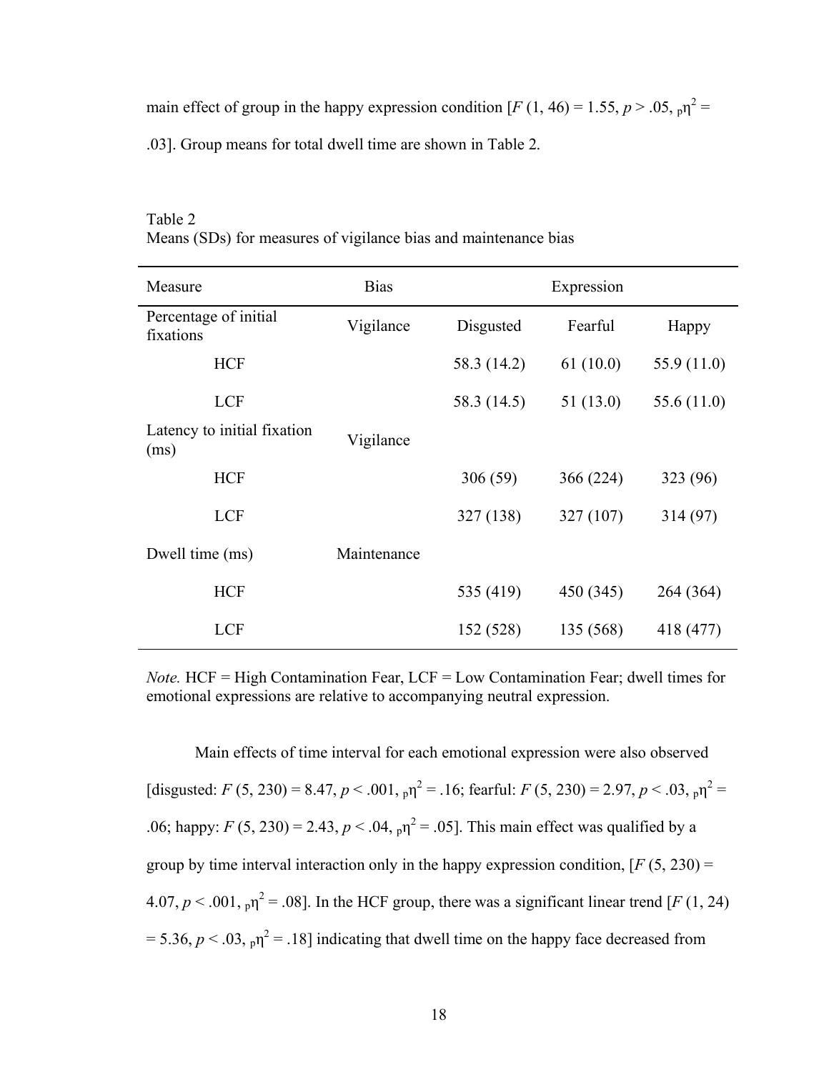main effect of group in the happy expression condition [$F$ (1, 46) = 1.55, $p$ > .05, $_p\eta^2$ = .03]. Group means for total dwell time are shown in Table 2.

Table 2
Means (SDs) for measures of vigilance bias and maintenance bias

| Measure | Bias | Expression | | |
|---|---|---|---|---|
| Percentage of initial fixations | Vigilance | Disgusted | Fearful | Happy |
| HCF | | 58.3 (14.2) | 61 (10.0) | 55.9 (11.0) |
| LCF | | 58.3 (14.5) | 51 (13.0) | 55.6 (11.0) |
| Latency to initial fixation (ms) | Vigilance | | | |
| HCF | | 306 (59) | 366 (224) | 323 (96) |
| LCF | | 327 (138) | 327 (107) | 314 (97) |
| Dwell time (ms) | Maintenance | | | |
| HCF | | 535 (419) | 450 (345) | 264 (364) |
| LCF | | 152 (528) | 135 (568) | 418 (477) |

*Note.* HCF = High Contamination Fear, LCF = Low Contamination Fear; dwell times for emotional expressions are relative to accompanying neutral expression.

Main effects of time interval for each emotional expression were also observed [disgusted: $F$ (5, 230) = 8.47, $p$ < .001, $_p\eta^2$ = .16; fearful: $F$ (5, 230) = 2.97, $p$ < .03, $_p\eta^2$ = .06; happy: $F$ (5, 230) = 2.43, $p$ < .04, $_p\eta^2$ = .05]. This main effect was qualified by a group by time interval interaction only in the happy expression condition, [$F$ (5, 230) = 4.07, $p$ < .001, $_p\eta^2$ = .08]. In the HCF group, there was a significant linear trend [$F$ (1, 24) = 5.36, $p$ < .03, $_p\eta^2$ = .18] indicating that dwell time on the happy face decreased from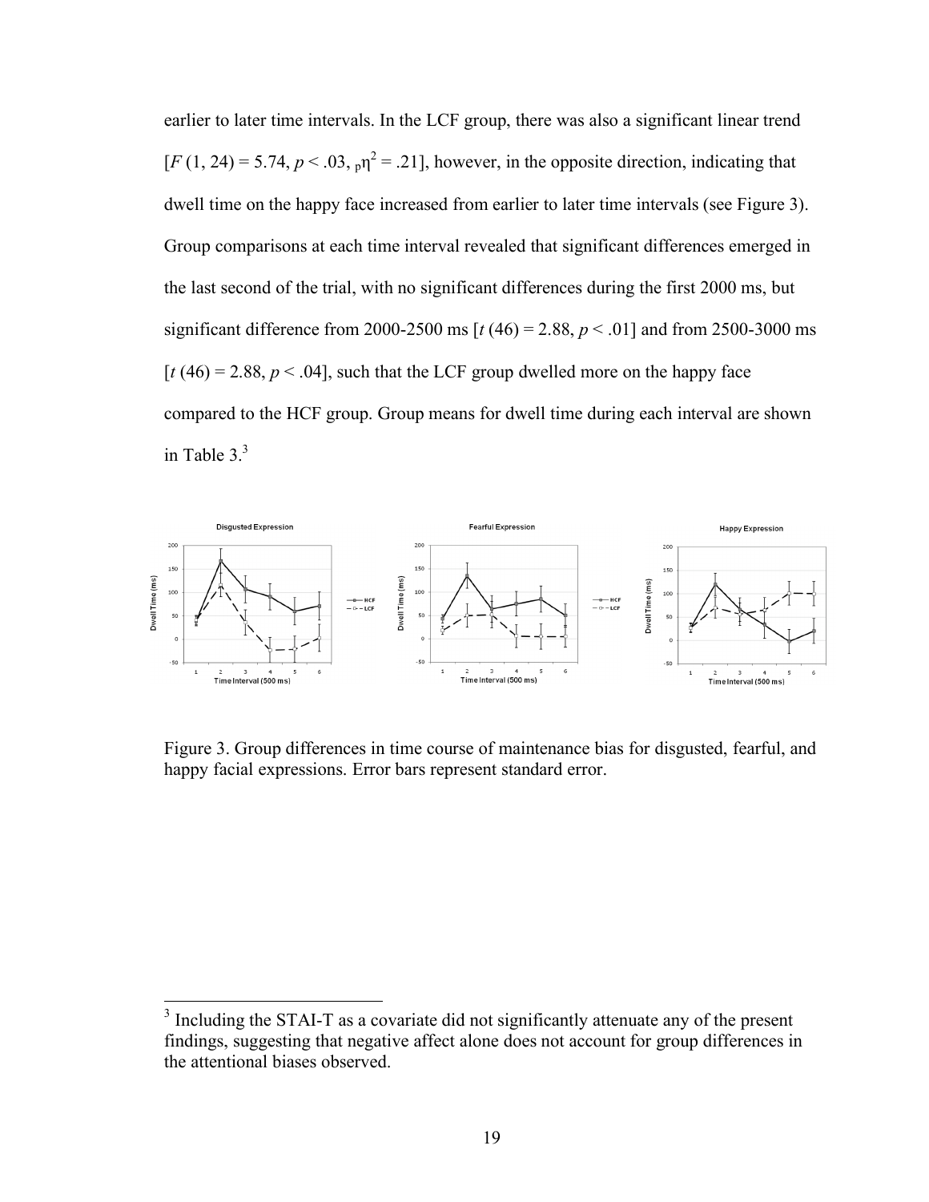earlier to later time intervals. In the LCF group, there was also a significant linear trend [$F$ (1, 24) = 5.74, $p < .03$, $_p\eta^2 = .21$], however, in the opposite direction, indicating that dwell time on the happy face increased from earlier to later time intervals (see Figure 3). Group comparisons at each time interval revealed that significant differences emerged in the last second of the trial, with no significant differences during the first 2000 ms, but significant difference from 2000-2500 ms [$t$ (46) = 2.88, $p < .01$] and from 2500-3000 ms [$t$ (46) = 2.88, $p < .04$], such that the LCF group dwelled more on the happy face compared to the HCF group. Group means for dwell time during each interval are shown in Table 3.[3]

Figure 3. Group differences in time course of maintenance bias for disgusted, fearful, and happy facial expressions. Error bars represent standard error.

[3] Including the STAI-T as a covariate did not significantly attenuate any of the present findings, suggesting that negative affect alone does not account for group differences in the attentional biases observed.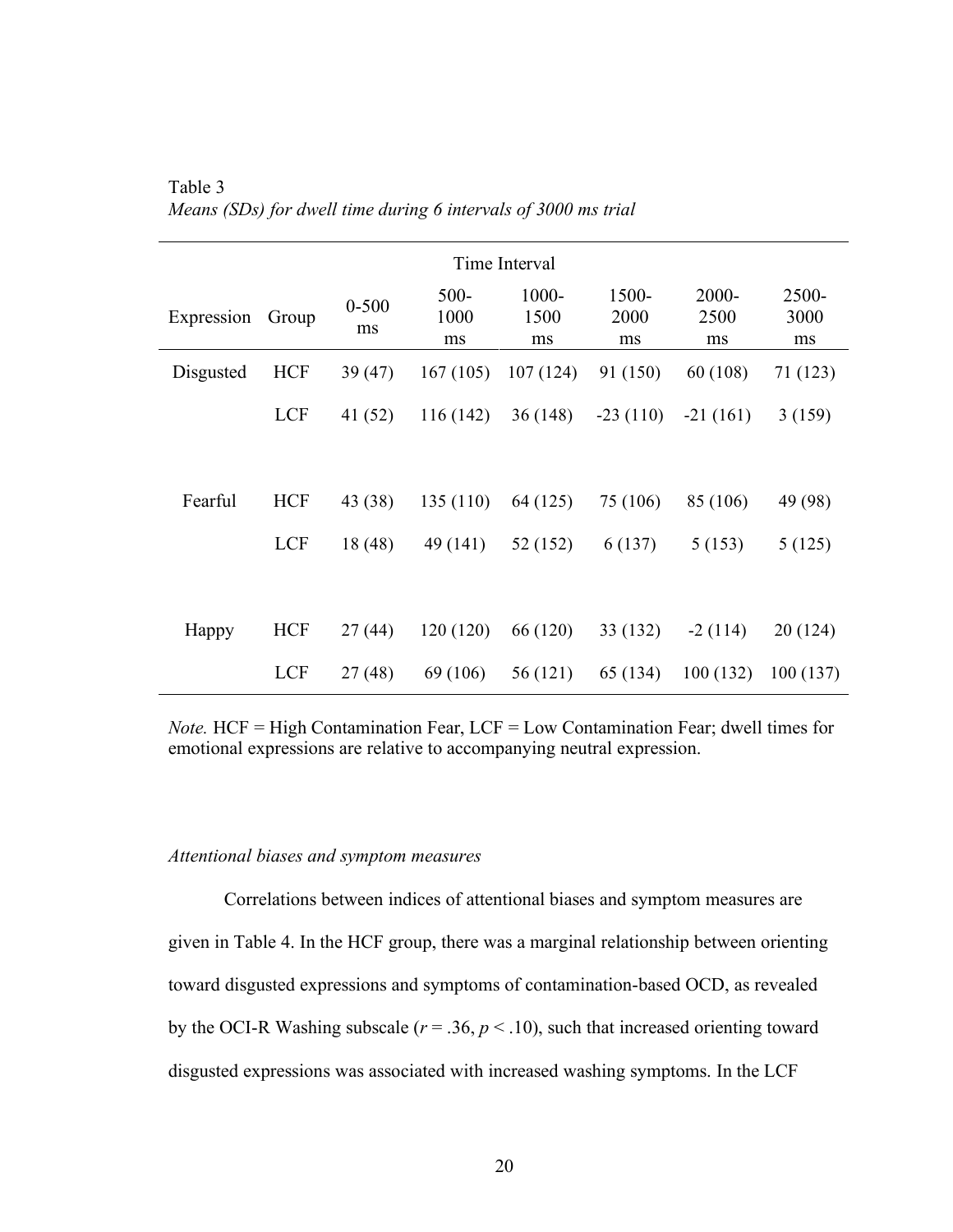Table 3

*Means (SDs) for dwell time during 6 intervals of 3000 ms trial*

| | | Time Interval | | | | | |
|---|---|---|---|---|---|---|---|
| Expression | Group | 0-500 ms | 500-1000 ms | 1000-1500 ms | 1500-2000 ms | 2000-2500 ms | 2500-3000 ms |
| Disgusted | HCF | 39 (47) | 167 (105) | 107 (124) | 91 (150) | 60 (108) | 71 (123) |
| | LCF | 41 (52) | 116 (142) | 36 (148) | -23 (110) | -21 (161) | 3 (159) |
| Fearful | HCF | 43 (38) | 135 (110) | 64 (125) | 75 (106) | 85 (106) | 49 (98) |
| | LCF | 18 (48) | 49 (141) | 52 (152) | 6 (137) | 5 (153) | 5 (125) |
| Happy | HCF | 27 (44) | 120 (120) | 66 (120) | 33 (132) | -2 (114) | 20 (124) |
| | LCF | 27 (48) | 69 (106) | 56 (121) | 65 (134) | 100 (132) | 100 (137) |

*Note.* HCF = High Contamination Fear, LCF = Low Contamination Fear; dwell times for emotional expressions are relative to accompanying neutral expression.

*Attentional biases and symptom measures*

Correlations between indices of attentional biases and symptom measures are given in Table 4. In the HCF group, there was a marginal relationship between orienting toward disgusted expressions and symptoms of contamination-based OCD, as revealed by the OCI-R Washing subscale ($r$ = .36, $p$ < .10), such that increased orienting toward disgusted expressions was associated with increased washing symptoms. In the LCF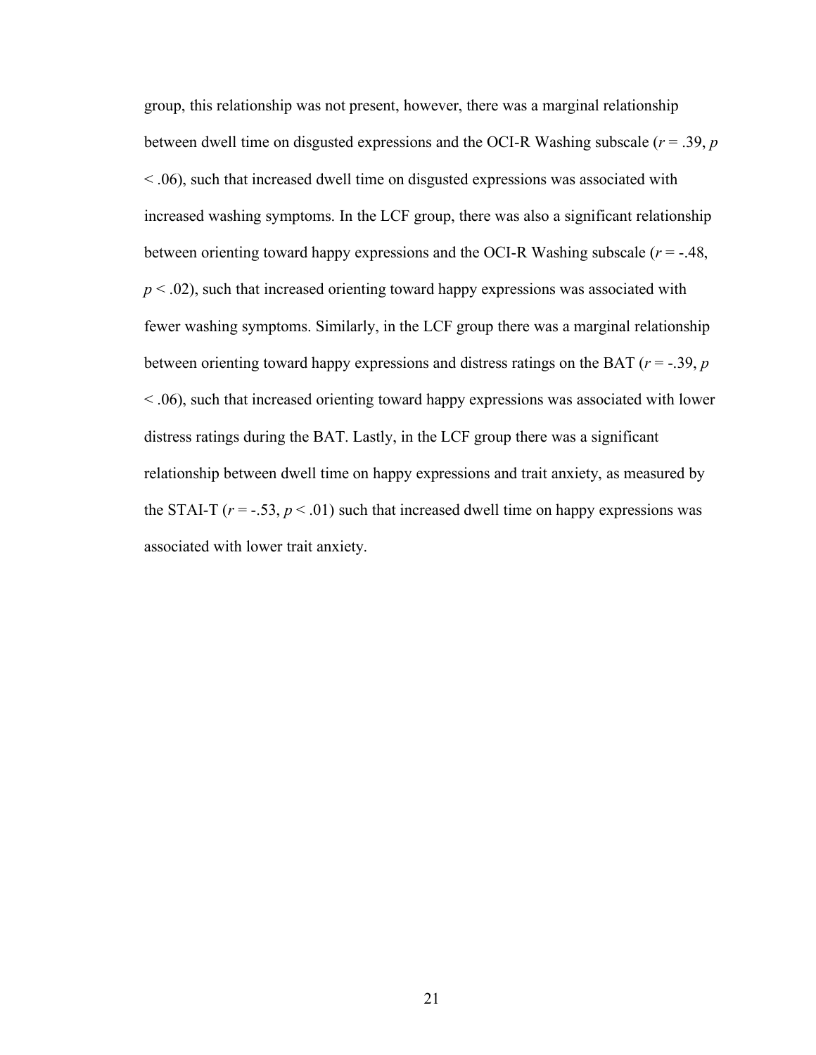group, this relationship was not present, however, there was a marginal relationship between dwell time on disgusted expressions and the OCI-R Washing subscale ($r = .39$, $p < .06$), such that increased dwell time on disgusted expressions was associated with increased washing symptoms. In the LCF group, there was also a significant relationship between orienting toward happy expressions and the OCI-R Washing subscale ($r = -.48$, $p < .02$), such that increased orienting toward happy expressions was associated with fewer washing symptoms. Similarly, in the LCF group there was a marginal relationship between orienting toward happy expressions and distress ratings on the BAT ($r = -.39$, $p < .06$), such that increased orienting toward happy expressions was associated with lower distress ratings during the BAT. Lastly, in the LCF group there was a significant relationship between dwell time on happy expressions and trait anxiety, as measured by the STAI-T ($r = -.53$, $p < .01$) such that increased dwell time on happy expressions was associated with lower trait anxiety.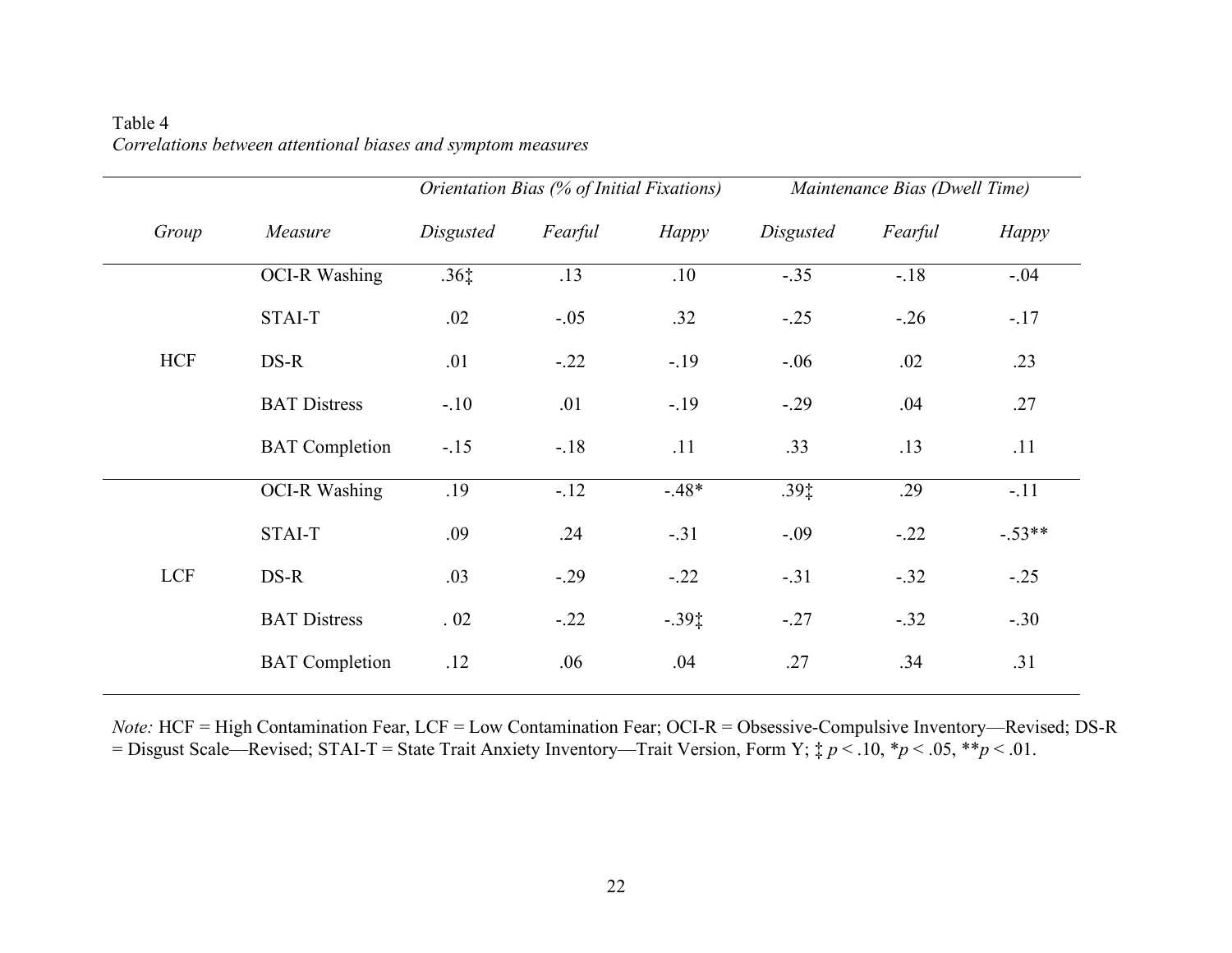Table 4

*Correlations between attentional biases and symptom measures*

| | | *Orientation Bias (% of Initial Fixations)* | | | *Maintenance Bias (Dwell Time)* | | |
|---|---|---|---|---|---|---|---|
| *Group* | *Measure* | *Disgusted* | *Fearful* | *Happy* | *Disgusted* | *Fearful* | *Happy* |
| HCF | OCI-R Washing | .36‡ | .13 | .10 | -.35 | -.18 | -.04 |
| | STAI-T | .02 | -.05 | .32 | -.25 | -.26 | -.17 |
| | DS-R | .01 | -.22 | -.19 | -.06 | .02 | .23 |
| | BAT Distress | -.10 | .01 | -.19 | -.29 | .04 | .27 |
| | BAT Completion | -.15 | -.18 | .11 | .33 | .13 | .11 |
| LCF | OCI-R Washing | .19 | -.12 | -.48* | .39‡ | .29 | -.11 |
| | STAI-T | .09 | .24 | -.31 | -.09 | -.22 | -.53** |
| | DS-R | .03 | -.29 | -.22 | -.31 | -.32 | -.25 |
| | BAT Distress | . 02 | -.22 | -.39‡ | -.27 | -.32 | -.30 |
| | BAT Completion | .12 | .06 | .04 | .27 | .34 | .31 |

*Note:* HCF = High Contamination Fear, LCF = Low Contamination Fear; OCI-R = Obsessive-Compulsive Inventory—Revised; DS-R = Disgust Scale—Revised; STAI-T = State Trait Anxiety Inventory—Trait Version, Form Y; ‡ $p < .10$, \*$p < .05$, \*\*$p < .01$.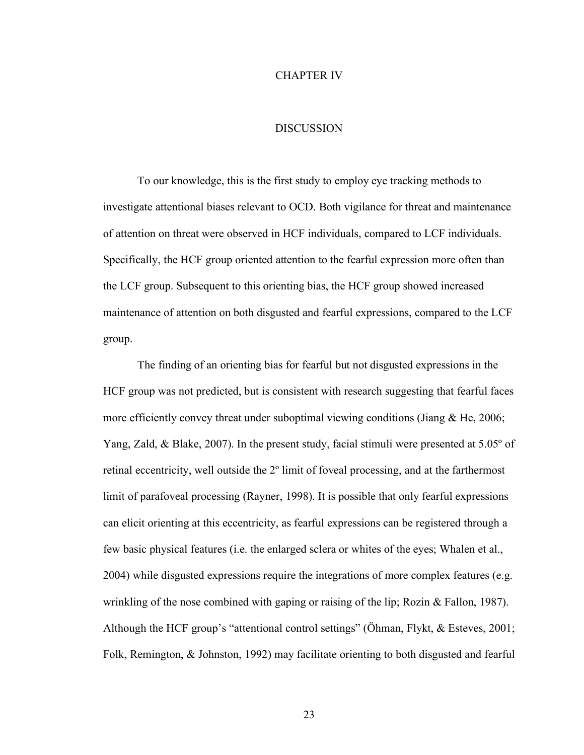# CHAPTER IV

## DISCUSSION

To our knowledge, this is the first study to employ eye tracking methods to investigate attentional biases relevant to OCD. Both vigilance for threat and maintenance of attention on threat were observed in HCF individuals, compared to LCF individuals. Specifically, the HCF group oriented attention to the fearful expression more often than the LCF group. Subsequent to this orienting bias, the HCF group showed increased maintenance of attention on both disgusted and fearful expressions, compared to the LCF group.

The finding of an orienting bias for fearful but not disgusted expressions in the HCF group was not predicted, but is consistent with research suggesting that fearful faces more efficiently convey threat under suboptimal viewing conditions (Jiang & He, 2006; Yang, Zald, & Blake, 2007). In the present study, facial stimuli were presented at 5.05º of retinal eccentricity, well outside the 2º limit of foveal processing, and at the farthermost limit of parafoveal processing (Rayner, 1998). It is possible that only fearful expressions can elicit orienting at this eccentricity, as fearful expressions can be registered through a few basic physical features (i.e. the enlarged sclera or whites of the eyes; Whalen et al., 2004) while disgusted expressions require the integrations of more complex features (e.g. wrinkling of the nose combined with gaping or raising of the lip; Rozin & Fallon, 1987). Although the HCF group's "attentional control settings" (Öhman, Flykt, & Esteves, 2001; Folk, Remington, & Johnston, 1992) may facilitate orienting to both disgusted and fearful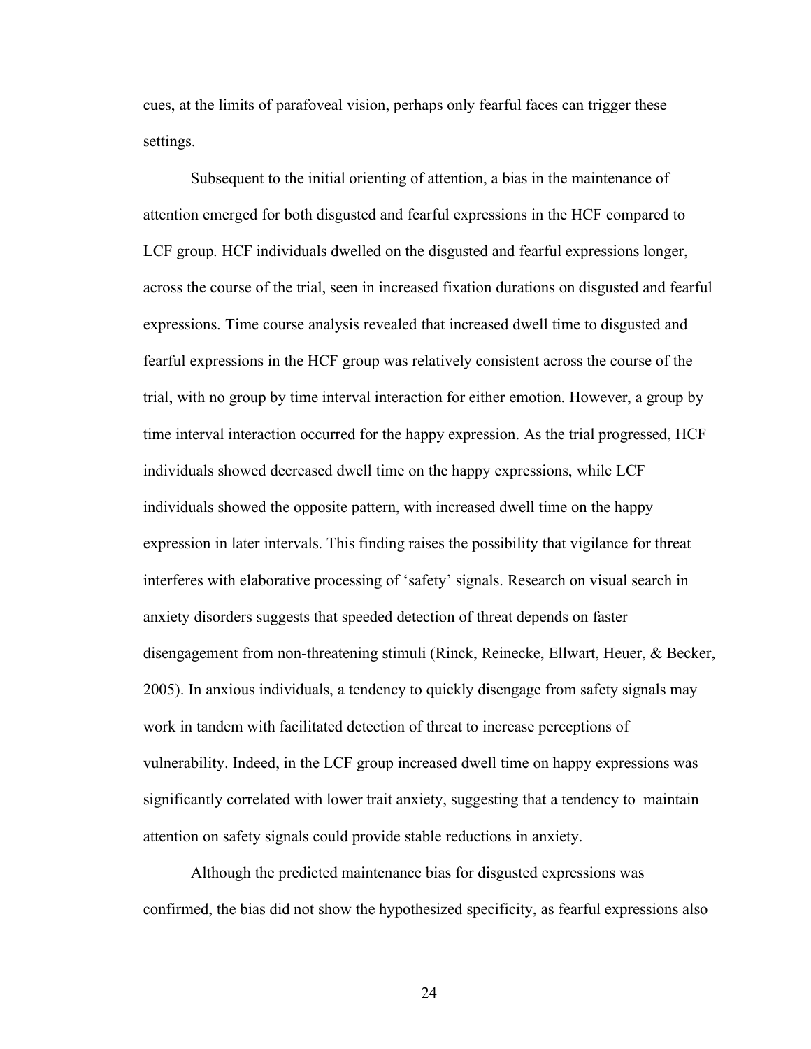cues, at the limits of parafoveal vision, perhaps only fearful faces can trigger these settings.

Subsequent to the initial orienting of attention, a bias in the maintenance of attention emerged for both disgusted and fearful expressions in the HCF compared to LCF group. HCF individuals dwelled on the disgusted and fearful expressions longer, across the course of the trial, seen in increased fixation durations on disgusted and fearful expressions. Time course analysis revealed that increased dwell time to disgusted and fearful expressions in the HCF group was relatively consistent across the course of the trial, with no group by time interval interaction for either emotion. However, a group by time interval interaction occurred for the happy expression. As the trial progressed, HCF individuals showed decreased dwell time on the happy expressions, while LCF individuals showed the opposite pattern, with increased dwell time on the happy expression in later intervals. This finding raises the possibility that vigilance for threat interferes with elaborative processing of 'safety' signals. Research on visual search in anxiety disorders suggests that speeded detection of threat depends on faster disengagement from non-threatening stimuli (Rinck, Reinecke, Ellwart, Heuer, & Becker, 2005). In anxious individuals, a tendency to quickly disengage from safety signals may work in tandem with facilitated detection of threat to increase perceptions of vulnerability. Indeed, in the LCF group increased dwell time on happy expressions was significantly correlated with lower trait anxiety, suggesting that a tendency to maintain attention on safety signals could provide stable reductions in anxiety.

Although the predicted maintenance bias for disgusted expressions was confirmed, the bias did not show the hypothesized specificity, as fearful expressions also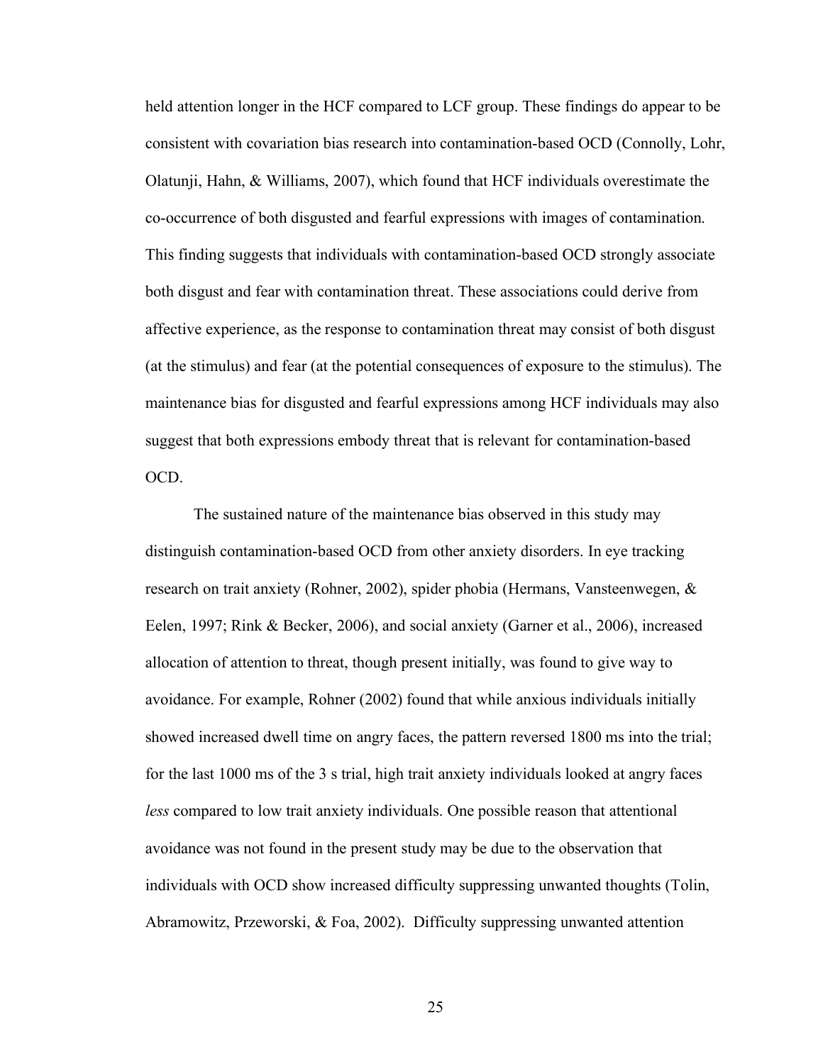held attention longer in the HCF compared to LCF group. These findings do appear to be consistent with covariation bias research into contamination-based OCD (Connolly, Lohr, Olatunji, Hahn, & Williams, 2007), which found that HCF individuals overestimate the co-occurrence of both disgusted and fearful expressions with images of contamination. This finding suggests that individuals with contamination-based OCD strongly associate both disgust and fear with contamination threat. These associations could derive from affective experience, as the response to contamination threat may consist of both disgust (at the stimulus) and fear (at the potential consequences of exposure to the stimulus). The maintenance bias for disgusted and fearful expressions among HCF individuals may also suggest that both expressions embody threat that is relevant for contamination-based OCD.

The sustained nature of the maintenance bias observed in this study may distinguish contamination-based OCD from other anxiety disorders. In eye tracking research on trait anxiety (Rohner, 2002), spider phobia (Hermans, Vansteenwegen, & Eelen, 1997; Rink & Becker, 2006), and social anxiety (Garner et al., 2006), increased allocation of attention to threat, though present initially, was found to give way to avoidance. For example, Rohner (2002) found that while anxious individuals initially showed increased dwell time on angry faces, the pattern reversed 1800 ms into the trial; for the last 1000 ms of the 3 s trial, high trait anxiety individuals looked at angry faces *less* compared to low trait anxiety individuals. One possible reason that attentional avoidance was not found in the present study may be due to the observation that individuals with OCD show increased difficulty suppressing unwanted thoughts (Tolin, Abramowitz, Przeworski, & Foa, 2002). Difficulty suppressing unwanted attention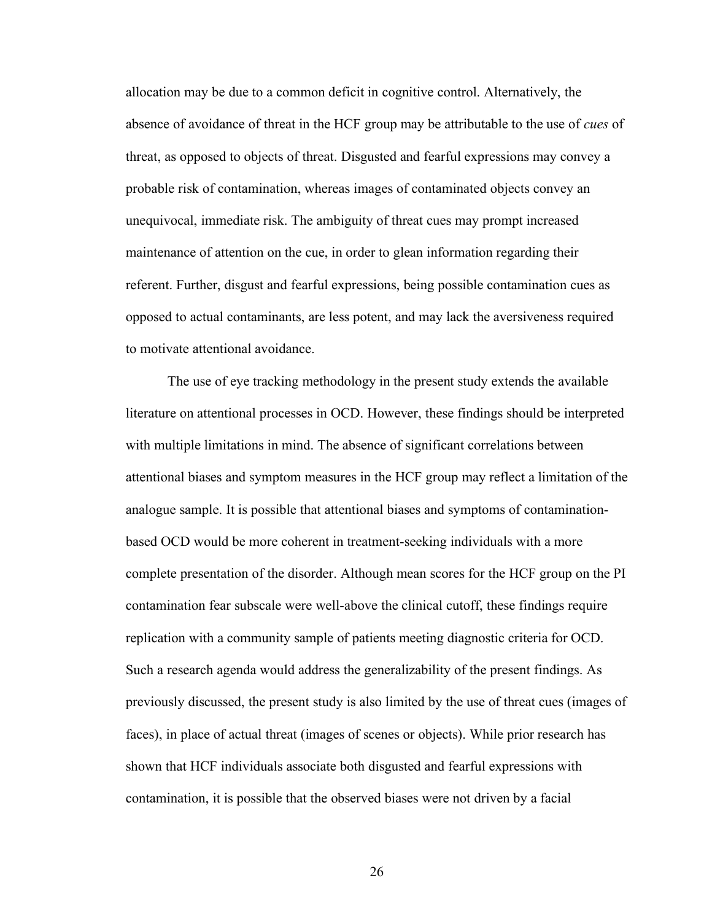allocation may be due to a common deficit in cognitive control. Alternatively, the absence of avoidance of threat in the HCF group may be attributable to the use of *cues* of threat, as opposed to objects of threat. Disgusted and fearful expressions may convey a probable risk of contamination, whereas images of contaminated objects convey an unequivocal, immediate risk. The ambiguity of threat cues may prompt increased maintenance of attention on the cue, in order to glean information regarding their referent. Further, disgust and fearful expressions, being possible contamination cues as opposed to actual contaminants, are less potent, and may lack the aversiveness required to motivate attentional avoidance.

The use of eye tracking methodology in the present study extends the available literature on attentional processes in OCD. However, these findings should be interpreted with multiple limitations in mind. The absence of significant correlations between attentional biases and symptom measures in the HCF group may reflect a limitation of the analogue sample. It is possible that attentional biases and symptoms of contamination-based OCD would be more coherent in treatment-seeking individuals with a more complete presentation of the disorder. Although mean scores for the HCF group on the PI contamination fear subscale were well-above the clinical cutoff, these findings require replication with a community sample of patients meeting diagnostic criteria for OCD. Such a research agenda would address the generalizability of the present findings. As previously discussed, the present study is also limited by the use of threat cues (images of faces), in place of actual threat (images of scenes or objects). While prior research has shown that HCF individuals associate both disgusted and fearful expressions with contamination, it is possible that the observed biases were not driven by a facial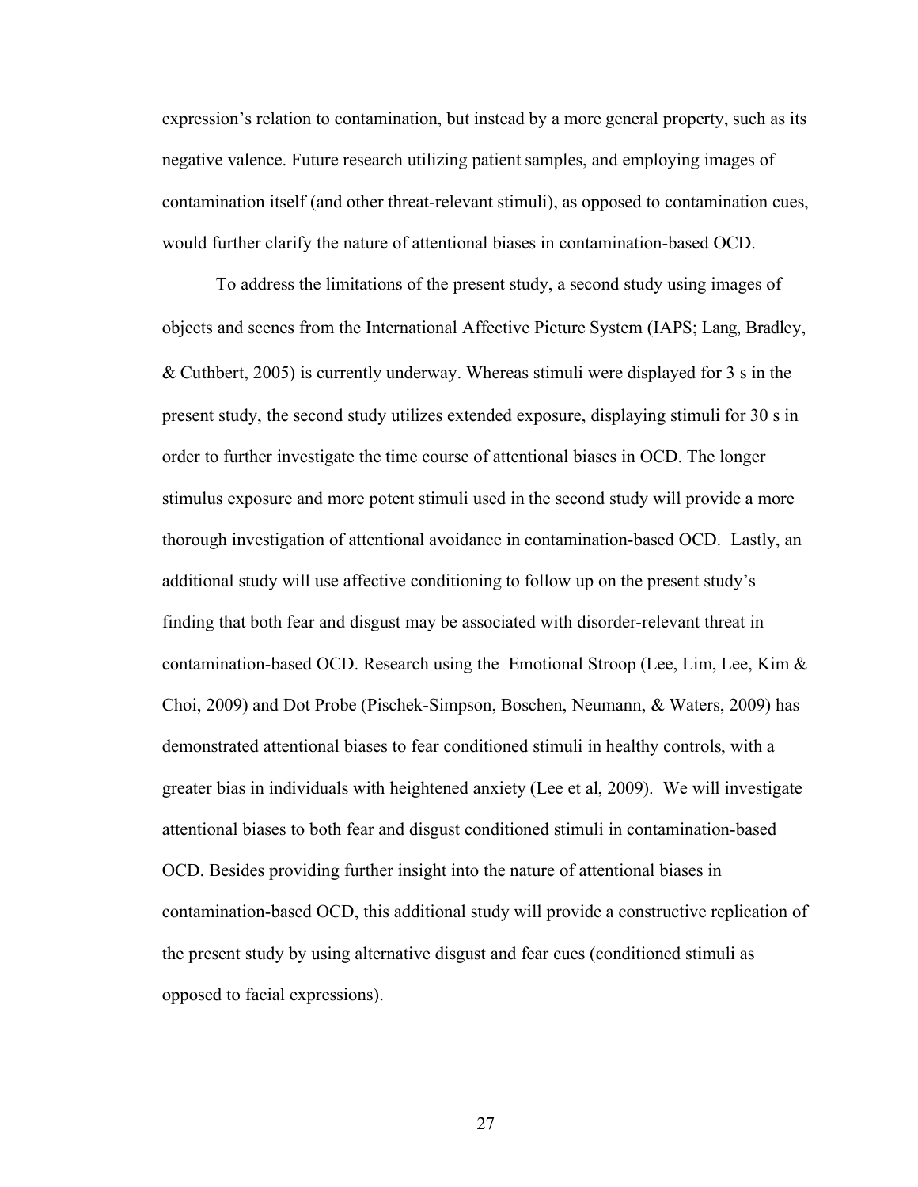expression's relation to contamination, but instead by a more general property, such as its negative valence. Future research utilizing patient samples, and employing images of contamination itself (and other threat-relevant stimuli), as opposed to contamination cues, would further clarify the nature of attentional biases in contamination-based OCD.

To address the limitations of the present study, a second study using images of objects and scenes from the International Affective Picture System (IAPS; Lang, Bradley, & Cuthbert, 2005) is currently underway. Whereas stimuli were displayed for 3 s in the present study, the second study utilizes extended exposure, displaying stimuli for 30 s in order to further investigate the time course of attentional biases in OCD. The longer stimulus exposure and more potent stimuli used in the second study will provide a more thorough investigation of attentional avoidance in contamination-based OCD. Lastly, an additional study will use affective conditioning to follow up on the present study's finding that both fear and disgust may be associated with disorder-relevant threat in contamination-based OCD. Research using the Emotional Stroop (Lee, Lim, Lee, Kim & Choi, 2009) and Dot Probe (Pischek-Simpson, Boschen, Neumann, & Waters, 2009) has demonstrated attentional biases to fear conditioned stimuli in healthy controls, with a greater bias in individuals with heightened anxiety (Lee et al, 2009). We will investigate attentional biases to both fear and disgust conditioned stimuli in contamination-based OCD. Besides providing further insight into the nature of attentional biases in contamination-based OCD, this additional study will provide a constructive replication of the present study by using alternative disgust and fear cues (conditioned stimuli as opposed to facial expressions).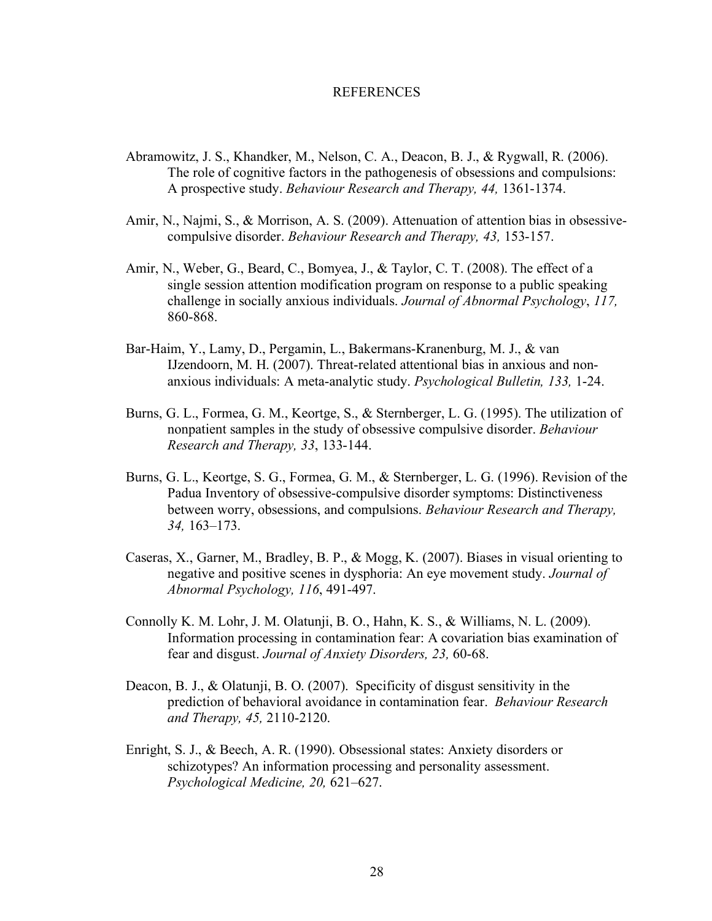# REFERENCES

Abramowitz, J. S., Khandker, M., Nelson, C. A., Deacon, B. J., & Rygwall, R. (2006). The role of cognitive factors in the pathogenesis of obsessions and compulsions: A prospective study. *Behaviour Research and Therapy, 44,* 1361-1374.

Amir, N., Najmi, S., & Morrison, A. S. (2009). Attenuation of attention bias in obsessive-compulsive disorder. *Behaviour Research and Therapy, 43,* 153-157.

Amir, N., Weber, G., Beard, C., Bomyea, J., & Taylor, C. T. (2008). The effect of a single session attention modification program on response to a public speaking challenge in socially anxious individuals. *Journal of Abnormal Psychology*, *117,* 860-868.

Bar-Haim, Y., Lamy, D., Pergamin, L., Bakermans-Kranenburg, M. J., & van IJzendoorn, M. H. (2007). Threat-related attentional bias in anxious and non-anxious individuals: A meta-analytic study. *Psychological Bulletin, 133,* 1-24.

Burns, G. L., Formea, G. M., Keortge, S., & Sternberger, L. G. (1995). The utilization of nonpatient samples in the study of obsessive compulsive disorder. *Behaviour Research and Therapy, 33*, 133-144.

Burns, G. L., Keortge, S. G., Formea, G. M., & Sternberger, L. G. (1996). Revision of the Padua Inventory of obsessive-compulsive disorder symptoms: Distinctiveness between worry, obsessions, and compulsions. *Behaviour Research and Therapy, 34,* 163–173.

Caseras, X., Garner, M., Bradley, B. P., & Mogg, K. (2007). Biases in visual orienting to negative and positive scenes in dysphoria: An eye movement study. *Journal of Abnormal Psychology, 116*, 491-497.

Connolly K. M. Lohr, J. M. Olatunji, B. O., Hahn, K. S., & Williams, N. L. (2009). Information processing in contamination fear: A covariation bias examination of fear and disgust. *Journal of Anxiety Disorders, 23,* 60-68.

Deacon, B. J., & Olatunji, B. O. (2007). Specificity of disgust sensitivity in the prediction of behavioral avoidance in contamination fear. *Behaviour Research and Therapy, 45,* 2110-2120.

Enright, S. J., & Beech, A. R. (1990). Obsessional states: Anxiety disorders or schizotypes? An information processing and personality assessment. *Psychological Medicine, 20,* 621–627.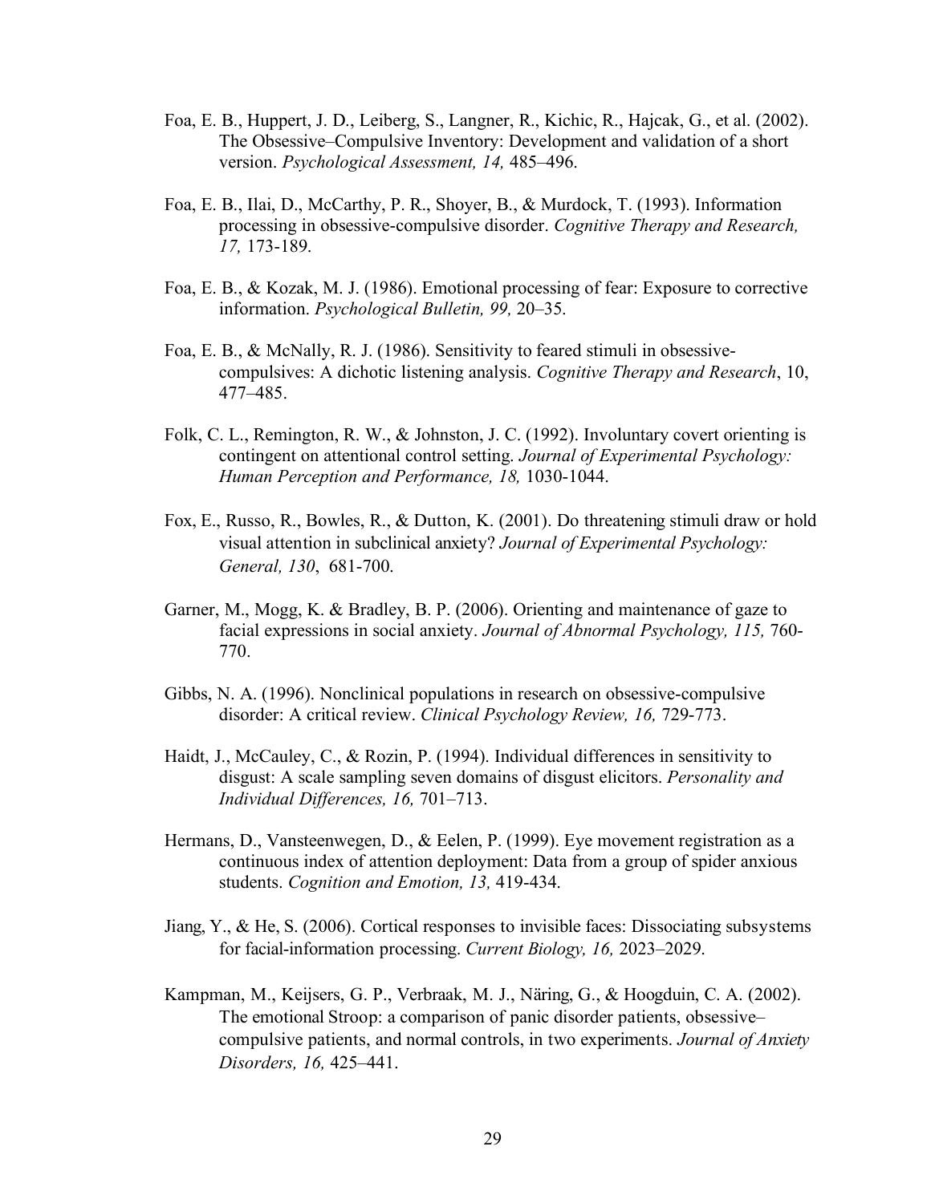Foa, E. B., Huppert, J. D., Leiberg, S., Langner, R., Kichic, R., Hajcak, G., et al. (2002). The Obsessive–Compulsive Inventory: Development and validation of a short version. *Psychological Assessment, 14,* 485–496.

Foa, E. B., Ilai, D., McCarthy, P. R., Shoyer, B., & Murdock, T. (1993). Information processing in obsessive-compulsive disorder. *Cognitive Therapy and Research, 17,* 173-189.

Foa, E. B., & Kozak, M. J. (1986). Emotional processing of fear: Exposure to corrective information. *Psychological Bulletin, 99,* 20–35.

Foa, E. B., & McNally, R. J. (1986). Sensitivity to feared stimuli in obsessive-compulsives: A dichotic listening analysis. *Cognitive Therapy and Research*, 10, 477–485.

Folk, C. L., Remington, R. W., & Johnston, J. C. (1992). Involuntary covert orienting is contingent on attentional control setting. *Journal of Experimental Psychology: Human Perception and Performance, 18,* 1030-1044.

Fox, E., Russo, R., Bowles, R., & Dutton, K. (2001). Do threatening stimuli draw or hold visual attention in subclinical anxiety? *Journal of Experimental Psychology: General, 130*, 681-700.

Garner, M., Mogg, K. & Bradley, B. P. (2006). Orienting and maintenance of gaze to facial expressions in social anxiety. *Journal of Abnormal Psychology, 115,* 760-770.

Gibbs, N. A. (1996). Nonclinical populations in research on obsessive-compulsive disorder: A critical review. *Clinical Psychology Review, 16,* 729-773.

Haidt, J., McCauley, C., & Rozin, P. (1994). Individual differences in sensitivity to disgust: A scale sampling seven domains of disgust elicitors. *Personality and Individual Differences, 16,* 701–713.

Hermans, D., Vansteenwegen, D., & Eelen, P. (1999). Eye movement registration as a continuous index of attention deployment: Data from a group of spider anxious students. *Cognition and Emotion, 13,* 419-434.

Jiang, Y., & He, S. (2006). Cortical responses to invisible faces: Dissociating subsystems for facial-information processing. *Current Biology, 16,* 2023–2029.

Kampman, M., Keijsers, G. P., Verbraak, M. J., Näring, G., & Hoogduin, C. A. (2002). The emotional Stroop: a comparison of panic disorder patients, obsessive–compulsive patients, and normal controls, in two experiments. *Journal of Anxiety Disorders, 16,* 425–441.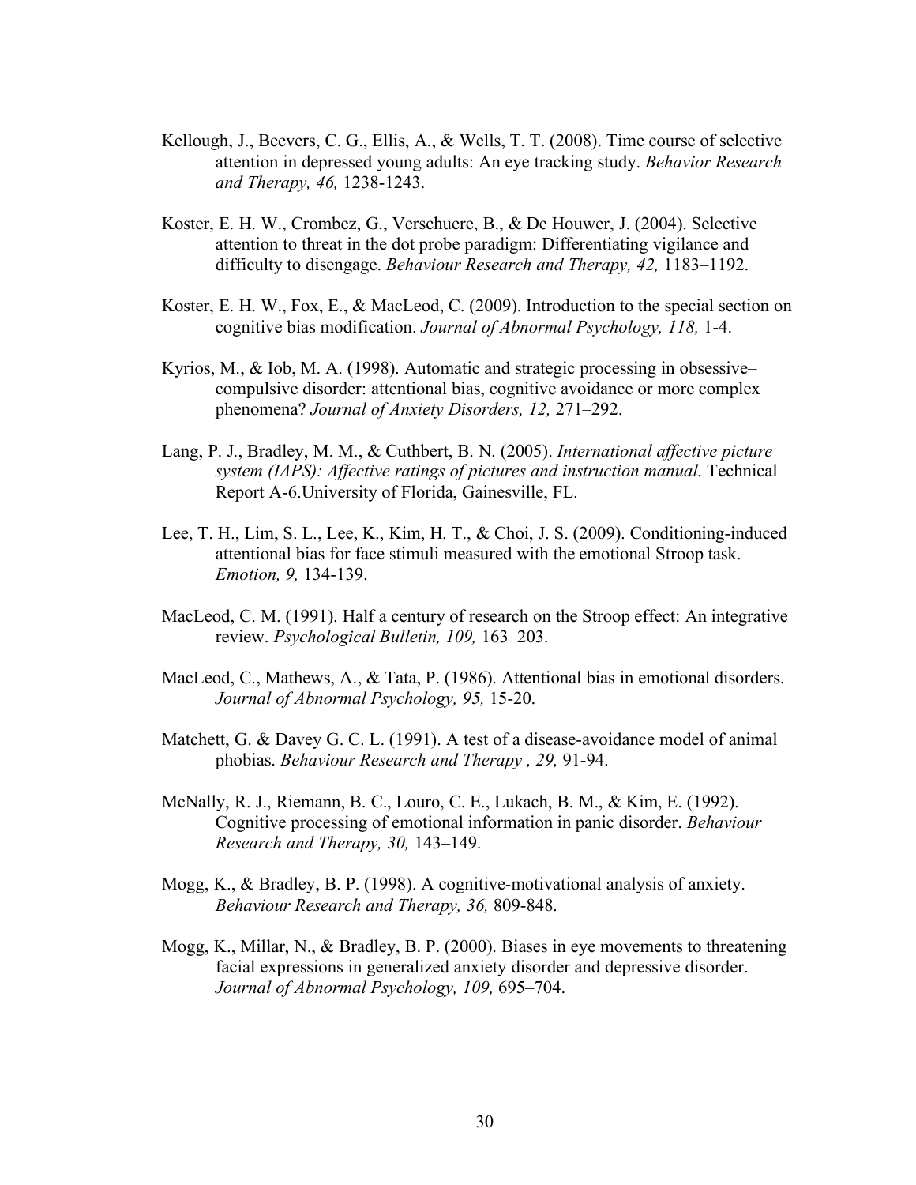Kellough, J., Beevers, C. G., Ellis, A., & Wells, T. T. (2008). Time course of selective attention in depressed young adults: An eye tracking study. *Behavior Research and Therapy, 46,* 1238-1243.

Koster, E. H. W., Crombez, G., Verschuere, B., & De Houwer, J. (2004). Selective attention to threat in the dot probe paradigm: Differentiating vigilance and difficulty to disengage. *Behaviour Research and Therapy, 42,* 1183–1192.

Koster, E. H. W., Fox, E., & MacLeod, C. (2009). Introduction to the special section on cognitive bias modification. *Journal of Abnormal Psychology, 118,* 1-4.

Kyrios, M., & Iob, M. A. (1998). Automatic and strategic processing in obsessive–compulsive disorder: attentional bias, cognitive avoidance or more complex phenomena? *Journal of Anxiety Disorders, 12,* 271–292.

Lang, P. J., Bradley, M. M., & Cuthbert, B. N. (2005). *International affective picture system (IAPS): Affective ratings of pictures and instruction manual.* Technical Report A-6.University of Florida, Gainesville, FL.

Lee, T. H., Lim, S. L., Lee, K., Kim, H. T., & Choi, J. S. (2009). Conditioning-induced attentional bias for face stimuli measured with the emotional Stroop task. *Emotion, 9,* 134-139.

MacLeod, C. M. (1991). Half a century of research on the Stroop effect: An integrative review. *Psychological Bulletin, 109,* 163–203.

MacLeod, C., Mathews, A., & Tata, P. (1986). Attentional bias in emotional disorders. *Journal of Abnormal Psychology, 95,* 15-20.

Matchett, G. & Davey G. C. L. (1991). A test of a disease-avoidance model of animal phobias. *Behaviour Research and Therapy , 29,* 91-94.

McNally, R. J., Riemann, B. C., Louro, C. E., Lukach, B. M., & Kim, E. (1992). Cognitive processing of emotional information in panic disorder. *Behaviour Research and Therapy, 30,* 143–149.

Mogg, K., & Bradley, B. P. (1998). A cognitive-motivational analysis of anxiety. *Behaviour Research and Therapy, 36,* 809-848.

Mogg, K., Millar, N., & Bradley, B. P. (2000). Biases in eye movements to threatening facial expressions in generalized anxiety disorder and depressive disorder. *Journal of Abnormal Psychology, 109,* 695–704.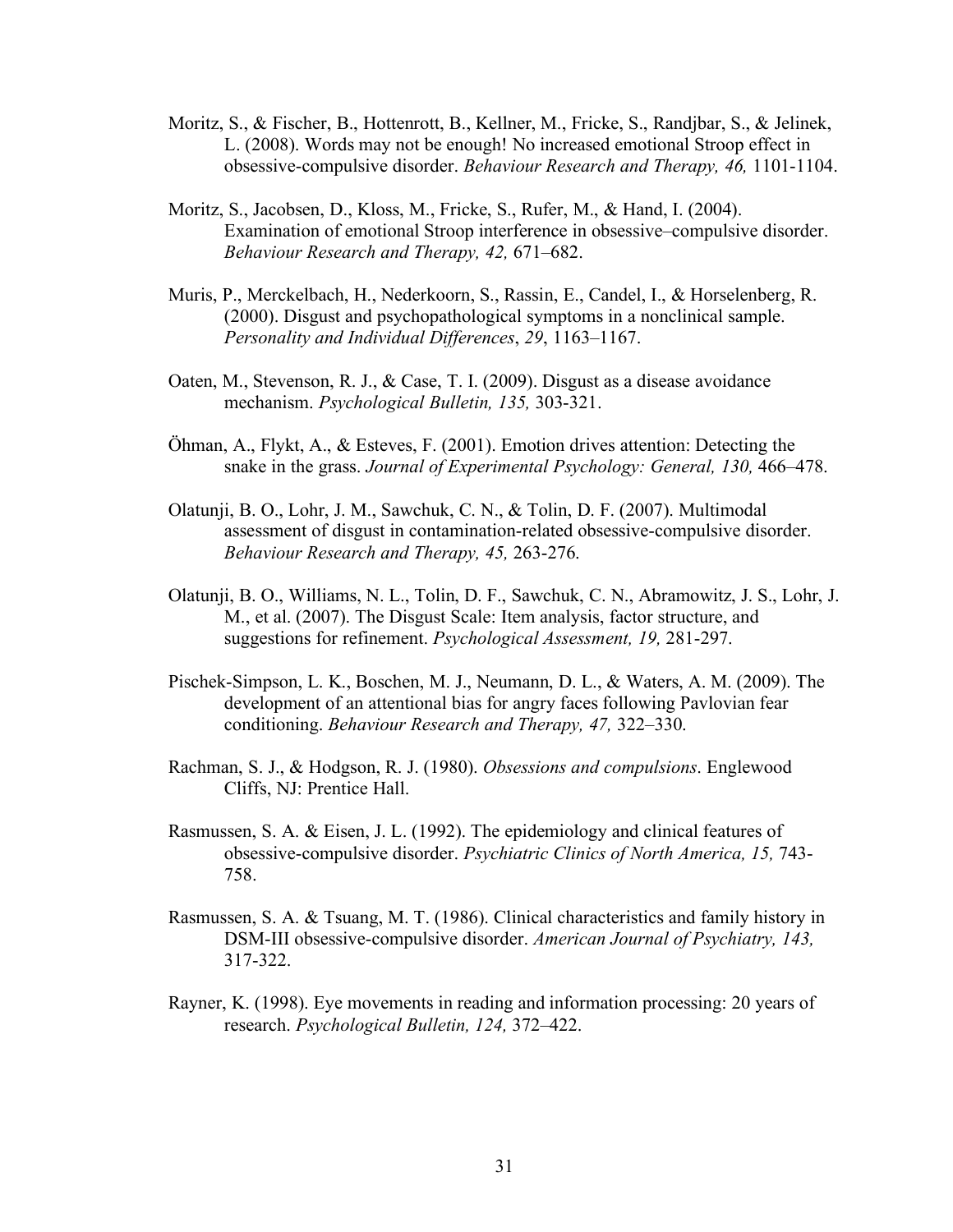Moritz, S., & Fischer, B., Hottenrott, B., Kellner, M., Fricke, S., Randjbar, S., & Jelinek, L. (2008). Words may not be enough! No increased emotional Stroop effect in obsessive-compulsive disorder. *Behaviour Research and Therapy, 46,* 1101-1104.

Moritz, S., Jacobsen, D., Kloss, M., Fricke, S., Rufer, M., & Hand, I. (2004). Examination of emotional Stroop interference in obsessive–compulsive disorder. *Behaviour Research and Therapy, 42,* 671–682.

Muris, P., Merckelbach, H., Nederkoorn, S., Rassin, E., Candel, I., & Horselenberg, R. (2000). Disgust and psychopathological symptoms in a nonclinical sample. *Personality and Individual Differences*, *29*, 1163–1167.

Oaten, M., Stevenson, R. J., & Case, T. I. (2009). Disgust as a disease avoidance mechanism. *Psychological Bulletin, 135,* 303-321.

Öhman, A., Flykt, A., & Esteves, F. (2001). Emotion drives attention: Detecting the snake in the grass. *Journal of Experimental Psychology: General, 130,* 466–478.

Olatunji, B. O., Lohr, J. M., Sawchuk, C. N., & Tolin, D. F. (2007). Multimodal assessment of disgust in contamination-related obsessive-compulsive disorder. *Behaviour Research and Therapy, 45,* 263-276.

Olatunji, B. O., Williams, N. L., Tolin, D. F., Sawchuk, C. N., Abramowitz, J. S., Lohr, J. M., et al. (2007). The Disgust Scale: Item analysis, factor structure, and suggestions for refinement. *Psychological Assessment, 19,* 281-297.

Pischek-Simpson, L. K., Boschen, M. J., Neumann, D. L., & Waters, A. M. (2009). The development of an attentional bias for angry faces following Pavlovian fear conditioning. *Behaviour Research and Therapy, 47,* 322–330.

Rachman, S. J., & Hodgson, R. J. (1980). *Obsessions and compulsions*. Englewood Cliffs, NJ: Prentice Hall.

Rasmussen, S. A. & Eisen, J. L. (1992). The epidemiology and clinical features of obsessive-compulsive disorder. *Psychiatric Clinics of North America, 15,* 743-758.

Rasmussen, S. A. & Tsuang, M. T. (1986). Clinical characteristics and family history in DSM-III obsessive-compulsive disorder. *American Journal of Psychiatry, 143,* 317-322.

Rayner, K. (1998). Eye movements in reading and information processing: 20 years of research. *Psychological Bulletin, 124,* 372–422.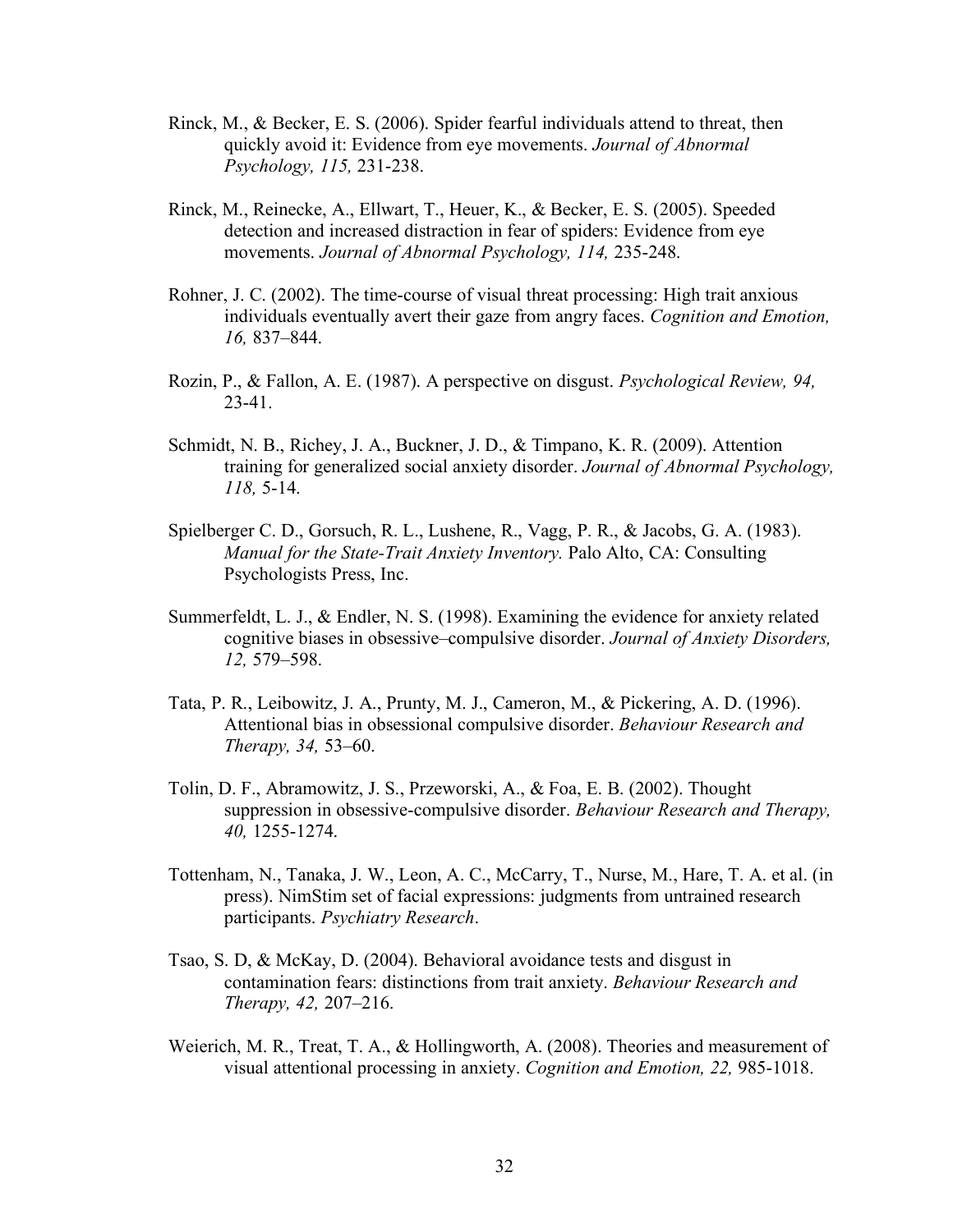Rinck, M., & Becker, E. S. (2006). Spider fearful individuals attend to threat, then quickly avoid it: Evidence from eye movements. *Journal of Abnormal Psychology, 115,* 231-238.

Rinck, M., Reinecke, A., Ellwart, T., Heuer, K., & Becker, E. S. (2005). Speeded detection and increased distraction in fear of spiders: Evidence from eye movements. *Journal of Abnormal Psychology, 114,* 235-248.

Rohner, J. C. (2002). The time-course of visual threat processing: High trait anxious individuals eventually avert their gaze from angry faces. *Cognition and Emotion, 16,* 837–844.

Rozin, P., & Fallon, A. E. (1987). A perspective on disgust. *Psychological Review, 94,* 23-41.

Schmidt, N. B., Richey, J. A., Buckner, J. D., & Timpano, K. R. (2009). Attention training for generalized social anxiety disorder. *Journal of Abnormal Psychology, 118,* 5-14.

Spielberger C. D., Gorsuch, R. L., Lushene, R., Vagg, P. R., & Jacobs, G. A. (1983). *Manual for the State-Trait Anxiety Inventory.* Palo Alto, CA: Consulting Psychologists Press, Inc.

Summerfeldt, L. J., & Endler, N. S. (1998). Examining the evidence for anxiety related cognitive biases in obsessive–compulsive disorder. *Journal of Anxiety Disorders, 12,* 579–598.

Tata, P. R., Leibowitz, J. A., Prunty, M. J., Cameron, M., & Pickering, A. D. (1996). Attentional bias in obsessional compulsive disorder. *Behaviour Research and Therapy, 34,* 53–60.

Tolin, D. F., Abramowitz, J. S., Przeworski, A., & Foa, E. B. (2002). Thought suppression in obsessive-compulsive disorder. *Behaviour Research and Therapy, 40,* 1255-1274.

Tottenham, N., Tanaka, J. W., Leon, A. C., McCarry, T., Nurse, M., Hare, T. A. et al. (in press). NimStim set of facial expressions: judgments from untrained research participants. *Psychiatry Research*.

Tsao, S. D, & McKay, D. (2004). Behavioral avoidance tests and disgust in contamination fears: distinctions from trait anxiety. *Behaviour Research and Therapy, 42,* 207–216.

Weierich, M. R., Treat, T. A., & Hollingworth, A. (2008). Theories and measurement of visual attentional processing in anxiety. *Cognition and Emotion, 22,* 985-1018.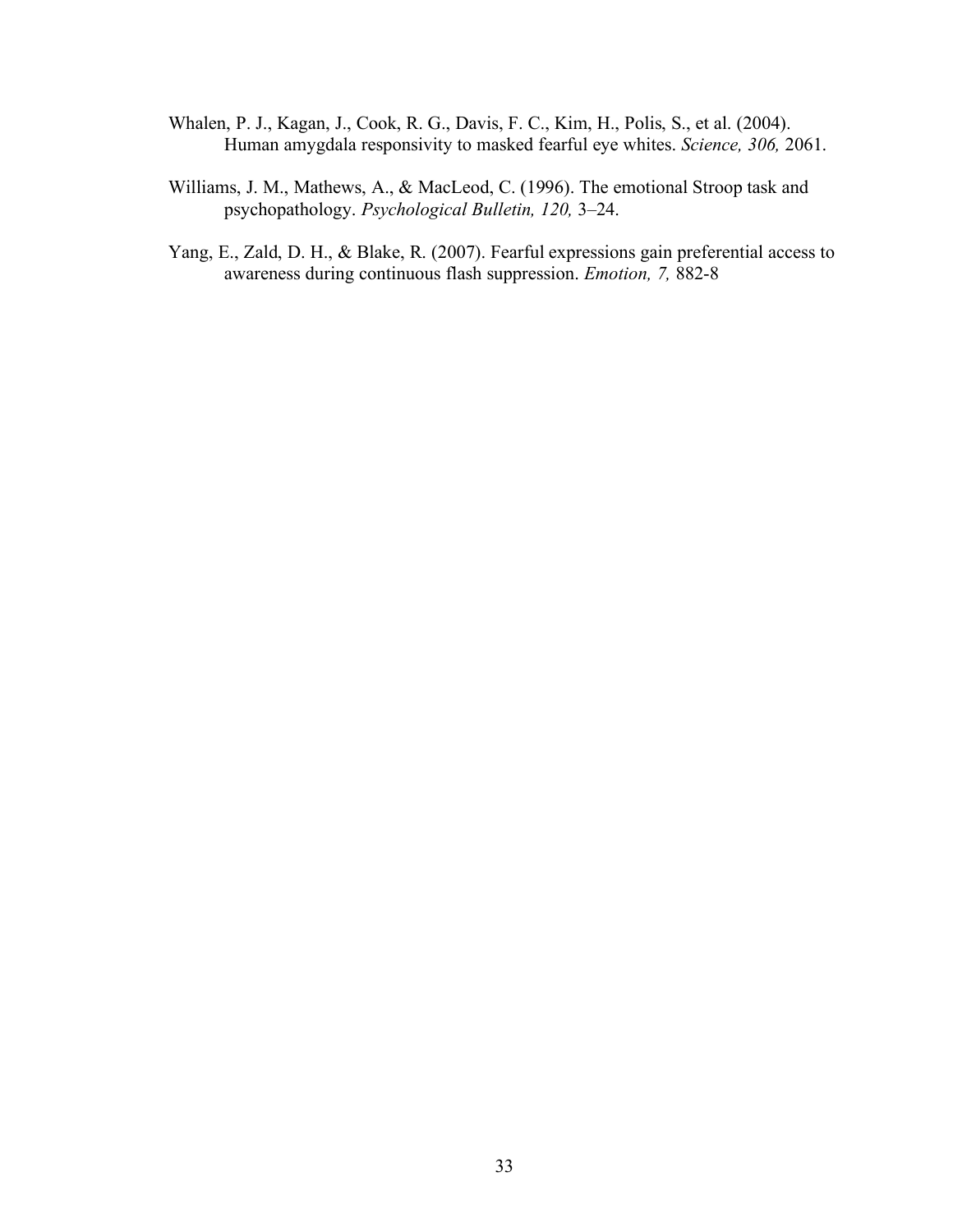Whalen, P. J., Kagan, J., Cook, R. G., Davis, F. C., Kim, H., Polis, S., et al. (2004). Human amygdala responsivity to masked fearful eye whites. *Science, 306,* 2061.

Williams, J. M., Mathews, A., & MacLeod, C. (1996). The emotional Stroop task and psychopathology. *Psychological Bulletin, 120,* 3–24.

Yang, E., Zald, D. H., & Blake, R. (2007). Fearful expressions gain preferential access to awareness during continuous flash suppression. *Emotion, 7,* 882-8